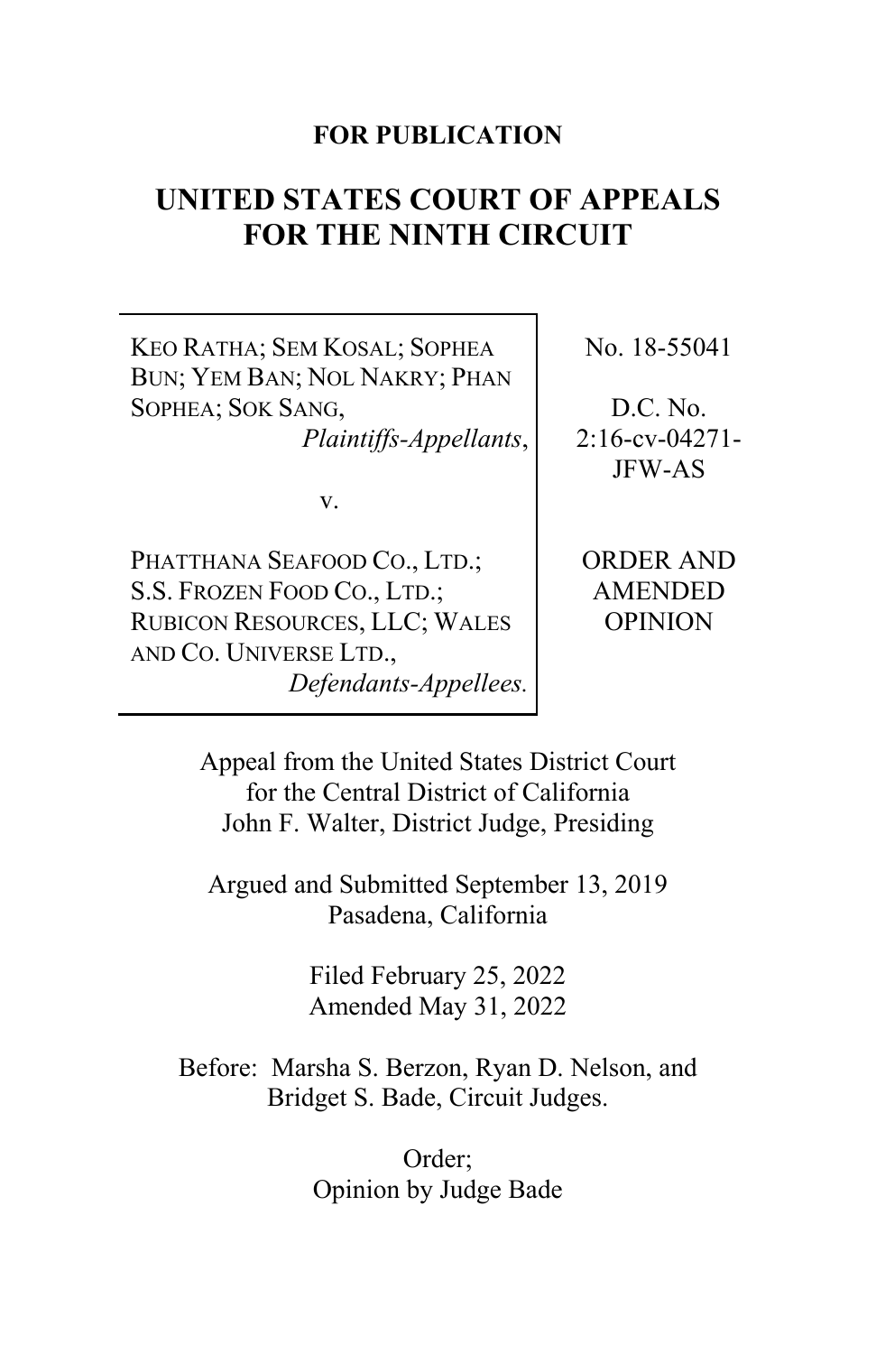**FOR PUBLICATION**

# UNITED STATES COURT OF APPEALS FOR THE NINTH CIRCUIT

| | |
|---|---|
| KEO RATHA; SEM KOSAL; SOPHEA BUN; YEM BAN; NOL NAKRY; PHAN SOPHEA; SOK SANG, *Plaintiffs-Appellants*, v. PHATTHANA SEAFOOD CO., LTD.; S.S. FROZEN FOOD CO., LTD.; RUBICON RESOURCES, LLC; WALES AND CO. UNIVERSE LTD., *Defendants-Appellees.* | No. 18-55041<br><br>D.C. No. 2:16-cv-04271-JFW-AS<br><br>ORDER AND AMENDED OPINION |

Appeal from the United States District Court for the Central District of California
John F. Walter, District Judge, Presiding

Argued and Submitted September 13, 2019
Pasadena, California

Filed February 25, 2022
Amended May 31, 2022

Before: Marsha S. Berzon, Ryan D. Nelson, and Bridget S. Bade, Circuit Judges.

Order;
Opinion by Judge Bade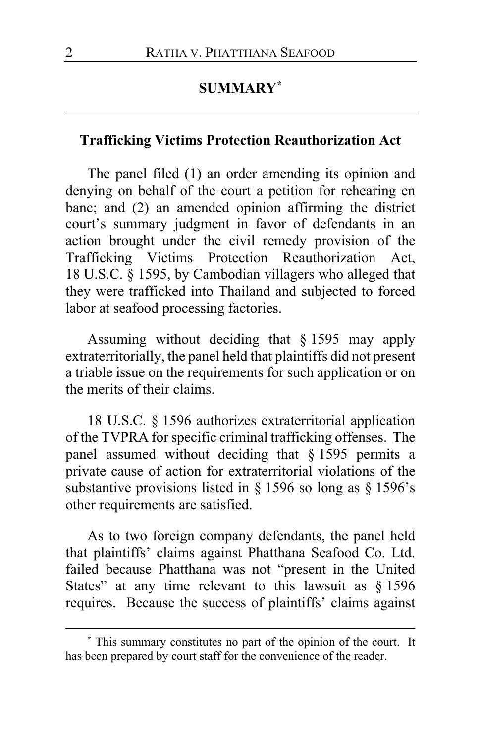## SUMMARY[*]

### Trafficking Victims Protection Reauthorization Act

The panel filed (1) an order amending its opinion and denying on behalf of the court a petition for rehearing en banc; and (2) an amended opinion affirming the district court's summary judgment in favor of defendants in an action brought under the civil remedy provision of the Trafficking Victims Protection Reauthorization Act, 18 U.S.C. § 1595, by Cambodian villagers who alleged that they were trafficked into Thailand and subjected to forced labor at seafood processing factories.

Assuming without deciding that § 1595 may apply extraterritorially, the panel held that plaintiffs did not present a triable issue on the requirements for such application or on the merits of their claims.

18 U.S.C. § 1596 authorizes extraterritorial application of the TVPRA for specific criminal trafficking offenses. The panel assumed without deciding that § 1595 permits a private cause of action for extraterritorial violations of the substantive provisions listed in § 1596 so long as § 1596's other requirements are satisfied.

As to two foreign company defendants, the panel held that plaintiffs' claims against Phatthana Seafood Co. Ltd. failed because Phatthana was not "present in the United States" at any time relevant to this lawsuit as § 1596 requires. Because the success of plaintiffs' claims against

---

[*] This summary constitutes no part of the opinion of the court. It has been prepared by court staff for the convenience of the reader.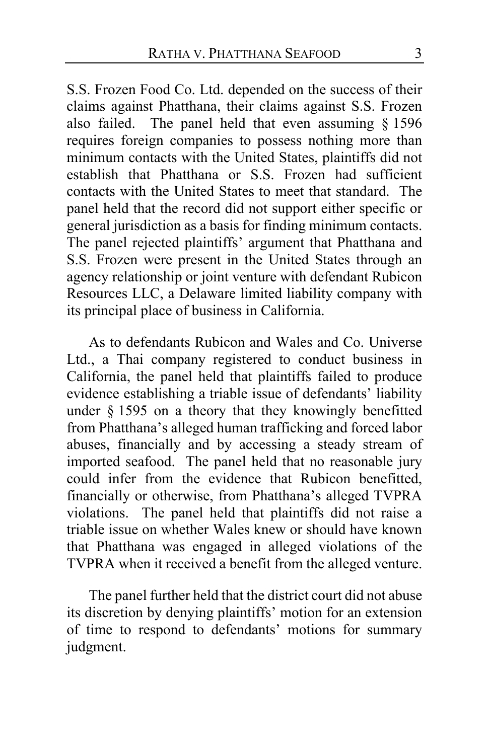S.S. Frozen Food Co. Ltd. depended on the success of their claims against Phatthana, their claims against S.S. Frozen also failed. The panel held that even assuming § 1596 requires foreign companies to possess nothing more than minimum contacts with the United States, plaintiffs did not establish that Phatthana or S.S. Frozen had sufficient contacts with the United States to meet that standard. The panel held that the record did not support either specific or general jurisdiction as a basis for finding minimum contacts. The panel rejected plaintiffs' argument that Phatthana and S.S. Frozen were present in the United States through an agency relationship or joint venture with defendant Rubicon Resources LLC, a Delaware limited liability company with its principal place of business in California.

As to defendants Rubicon and Wales and Co. Universe Ltd., a Thai company registered to conduct business in California, the panel held that plaintiffs failed to produce evidence establishing a triable issue of defendants' liability under § 1595 on a theory that they knowingly benefitted from Phatthana's alleged human trafficking and forced labor abuses, financially and by accessing a steady stream of imported seafood. The panel held that no reasonable jury could infer from the evidence that Rubicon benefitted, financially or otherwise, from Phatthana's alleged TVPRA violations. The panel held that plaintiffs did not raise a triable issue on whether Wales knew or should have known that Phatthana was engaged in alleged violations of the TVPRA when it received a benefit from the alleged venture.

The panel further held that the district court did not abuse its discretion by denying plaintiffs' motion for an extension of time to respond to defendants' motions for summary judgment.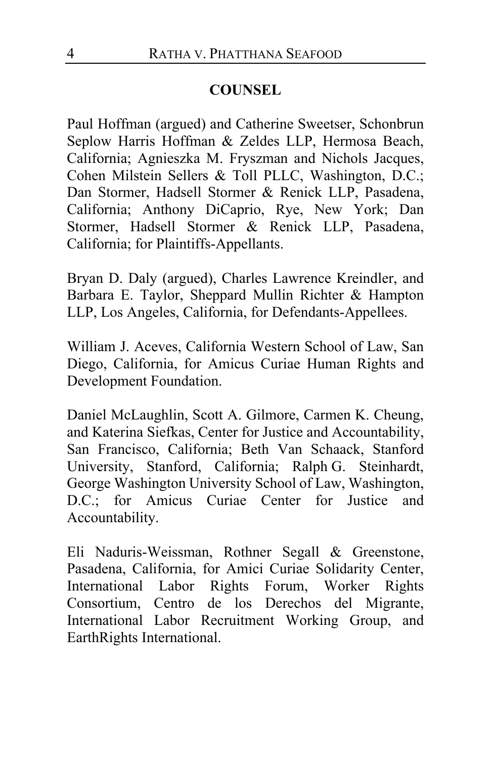## COUNSEL

Paul Hoffman (argued) and Catherine Sweetser, Schonbrun Seplow Harris Hoffman & Zeldes LLP, Hermosa Beach, California; Agnieszka M. Fryszman and Nichols Jacques, Cohen Milstein Sellers & Toll PLLC, Washington, D.C.; Dan Stormer, Hadsell Stormer & Renick LLP, Pasadena, California; Anthony DiCaprio, Rye, New York; Dan Stormer, Hadsell Stormer & Renick LLP, Pasadena, California; for Plaintiffs-Appellants.

Bryan D. Daly (argued), Charles Lawrence Kreindler, and Barbara E. Taylor, Sheppard Mullin Richter & Hampton LLP, Los Angeles, California, for Defendants-Appellees.

William J. Aceves, California Western School of Law, San Diego, California, for Amicus Curiae Human Rights and Development Foundation.

Daniel McLaughlin, Scott A. Gilmore, Carmen K. Cheung, and Katerina Siefkas, Center for Justice and Accountability, San Francisco, California; Beth Van Schaack, Stanford University, Stanford, California; Ralph G. Steinhardt, George Washington University School of Law, Washington, D.C.; for Amicus Curiae Center for Justice and Accountability.

Eli Naduris-Weissman, Rothner Segall & Greenstone, Pasadena, California, for Amici Curiae Solidarity Center, International Labor Rights Forum, Worker Rights Consortium, Centro de los Derechos del Migrante, International Labor Recruitment Working Group, and EarthRights International.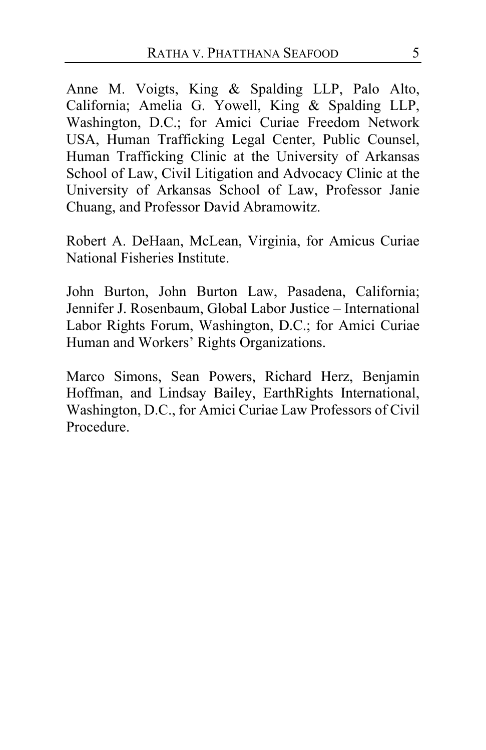Anne M. Voigts, King & Spalding LLP, Palo Alto, California; Amelia G. Yowell, King & Spalding LLP, Washington, D.C.; for Amici Curiae Freedom Network USA, Human Trafficking Legal Center, Public Counsel, Human Trafficking Clinic at the University of Arkansas School of Law, Civil Litigation and Advocacy Clinic at the University of Arkansas School of Law, Professor Janie Chuang, and Professor David Abramowitz.

Robert A. DeHaan, McLean, Virginia, for Amicus Curiae National Fisheries Institute.

John Burton, John Burton Law, Pasadena, California; Jennifer J. Rosenbaum, Global Labor Justice – International Labor Rights Forum, Washington, D.C.; for Amici Curiae Human and Workers' Rights Organizations.

Marco Simons, Sean Powers, Richard Herz, Benjamin Hoffman, and Lindsay Bailey, EarthRights International, Washington, D.C., for Amici Curiae Law Professors of Civil Procedure.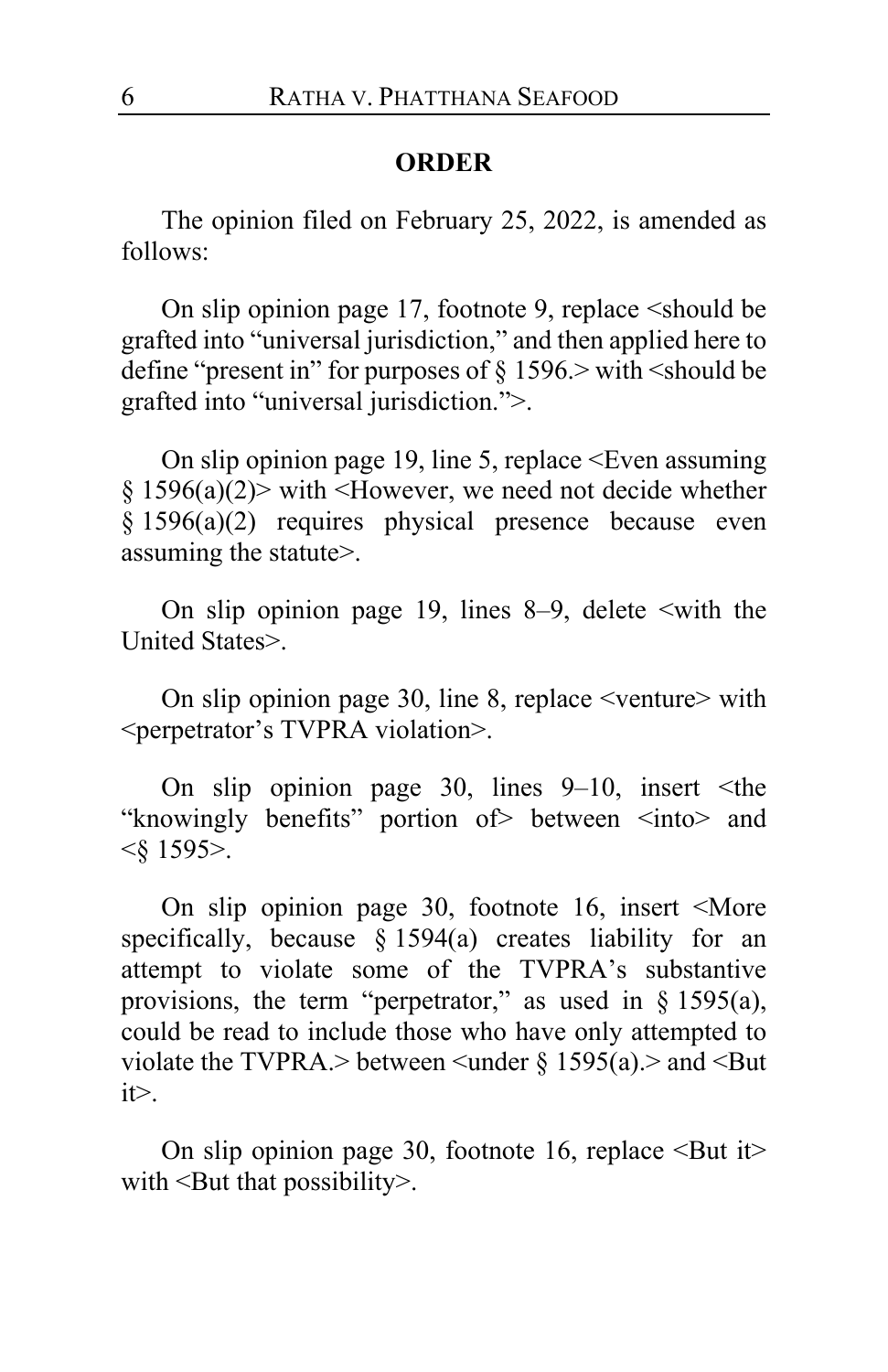## ORDER

The opinion filed on February 25, 2022, is amended as follows:

On slip opinion page 17, footnote 9, replace <should be grafted into "universal jurisdiction," and then applied here to define "present in" for purposes of § 1596.> with <should be grafted into "universal jurisdiction.">.

On slip opinion page 19, line 5, replace <Even assuming § 1596(a)(2)> with <However, we need not decide whether § 1596(a)(2) requires physical presence because even assuming the statute>.

On slip opinion page 19, lines 8–9, delete <with the United States>.

On slip opinion page 30, line 8, replace <venture> with <perpetrator's TVPRA violation>.

On slip opinion page 30, lines 9–10, insert <the "knowingly benefits" portion of> between <into> and <§ 1595>.

On slip opinion page 30, footnote 16, insert <More specifically, because § 1594(a) creates liability for an attempt to violate some of the TVPRA's substantive provisions, the term "perpetrator," as used in § 1595(a), could be read to include those who have only attempted to violate the TVPRA.> between <under § 1595(a).> and <But it>.

On slip opinion page 30, footnote 16, replace <But it> with <But that possibility>.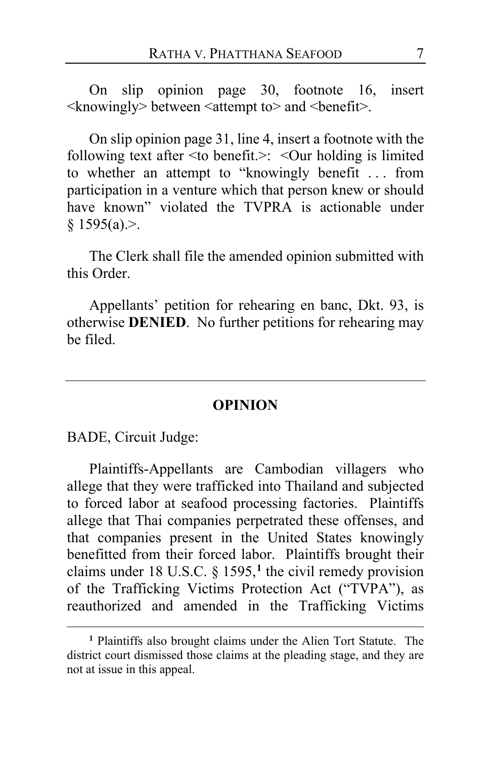On slip opinion page 30, footnote 16, insert <knowingly> between <attempt to> and <benefit>.

On slip opinion page 31, line 4, insert a footnote with the following text after <to benefit.>: <Our holding is limited to whether an attempt to "knowingly benefit . . . from participation in a venture which that person knew or should have known" violated the TVPRA is actionable under § 1595(a).>.

The Clerk shall file the amended opinion submitted with this Order.

Appellants' petition for rehearing en banc, Dkt. 93, is otherwise **DENIED**. No further petitions for rehearing may be filed.

---

## OPINION

BADE, Circuit Judge:

Plaintiffs-Appellants are Cambodian villagers who allege that they were trafficked into Thailand and subjected to forced labor at seafood processing factories. Plaintiffs allege that Thai companies perpetrated these offenses, and that companies present in the United States knowingly benefitted from their forced labor. Plaintiffs brought their claims under 18 U.S.C. § 1595,[1] the civil remedy provision of the Trafficking Victims Protection Act ("TVPA"), as reauthorized and amended in the Trafficking Victims

---

[1] Plaintiffs also brought claims under the Alien Tort Statute. The district court dismissed those claims at the pleading stage, and they are not at issue in this appeal.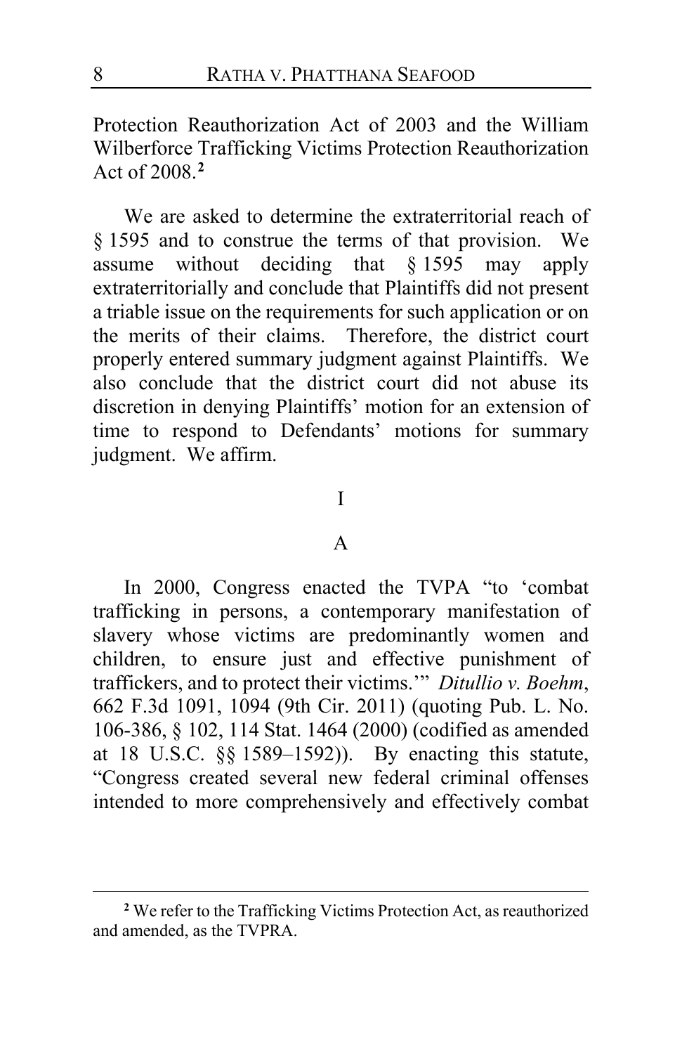Protection Reauthorization Act of 2003 and the William Wilberforce Trafficking Victims Protection Reauthorization Act of 2008.[2]

We are asked to determine the extraterritorial reach of § 1595 and to construe the terms of that provision. We assume without deciding that § 1595 may apply extraterritorially and conclude that Plaintiffs did not present a triable issue on the requirements for such application or on the merits of their claims. Therefore, the district court properly entered summary judgment against Plaintiffs. We also conclude that the district court did not abuse its discretion in denying Plaintiffs' motion for an extension of time to respond to Defendants' motions for summary judgment. We affirm.

# I

## A

In 2000, Congress enacted the TVPA "to 'combat trafficking in persons, a contemporary manifestation of slavery whose victims are predominantly women and children, to ensure just and effective punishment of traffickers, and to protect their victims.'" *Ditullio v. Boehm*, 662 F.3d 1091, 1094 (9th Cir. 2011) (quoting Pub. L. No. 106-386, § 102, 114 Stat. 1464 (2000) (codified as amended at 18 U.S.C. §§ 1589–1592)). By enacting this statute, "Congress created several new federal criminal offenses intended to more comprehensively and effectively combat

[2] We refer to the Trafficking Victims Protection Act, as reauthorized and amended, as the TVPRA.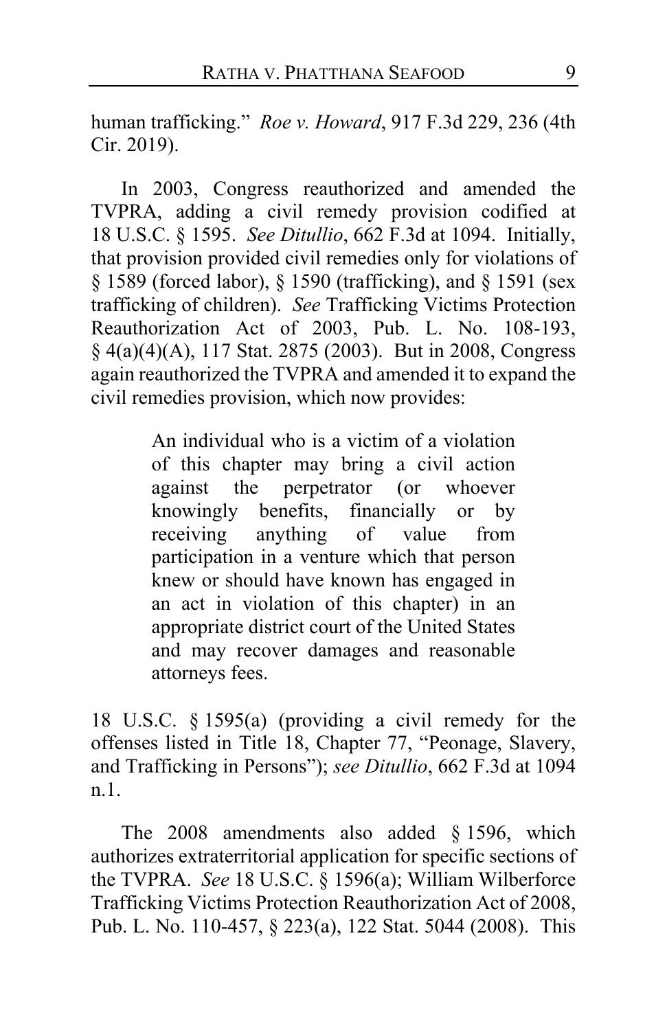human trafficking." *Roe v. Howard*, 917 F.3d 229, 236 (4th Cir. 2019).

In 2003, Congress reauthorized and amended the TVPRA, adding a civil remedy provision codified at 18 U.S.C. § 1595. *See Ditullio*, 662 F.3d at 1094. Initially, that provision provided civil remedies only for violations of § 1589 (forced labor), § 1590 (trafficking), and § 1591 (sex trafficking of children). *See* Trafficking Victims Protection Reauthorization Act of 2003, Pub. L. No. 108-193, § 4(a)(4)(A), 117 Stat. 2875 (2003). But in 2008, Congress again reauthorized the TVPRA and amended it to expand the civil remedies provision, which now provides:

> An individual who is a victim of a violation of this chapter may bring a civil action against the perpetrator (or whoever knowingly benefits, financially or by receiving anything of value from participation in a venture which that person knew or should have known has engaged in an act in violation of this chapter) in an appropriate district court of the United States and may recover damages and reasonable attorneys fees.

18 U.S.C. § 1595(a) (providing a civil remedy for the offenses listed in Title 18, Chapter 77, "Peonage, Slavery, and Trafficking in Persons"); *see Ditullio*, 662 F.3d at 1094 n.1.

The 2008 amendments also added § 1596, which authorizes extraterritorial application for specific sections of the TVPRA. *See* 18 U.S.C. § 1596(a); William Wilberforce Trafficking Victims Protection Reauthorization Act of 2008, Pub. L. No. 110-457, § 223(a), 122 Stat. 5044 (2008). This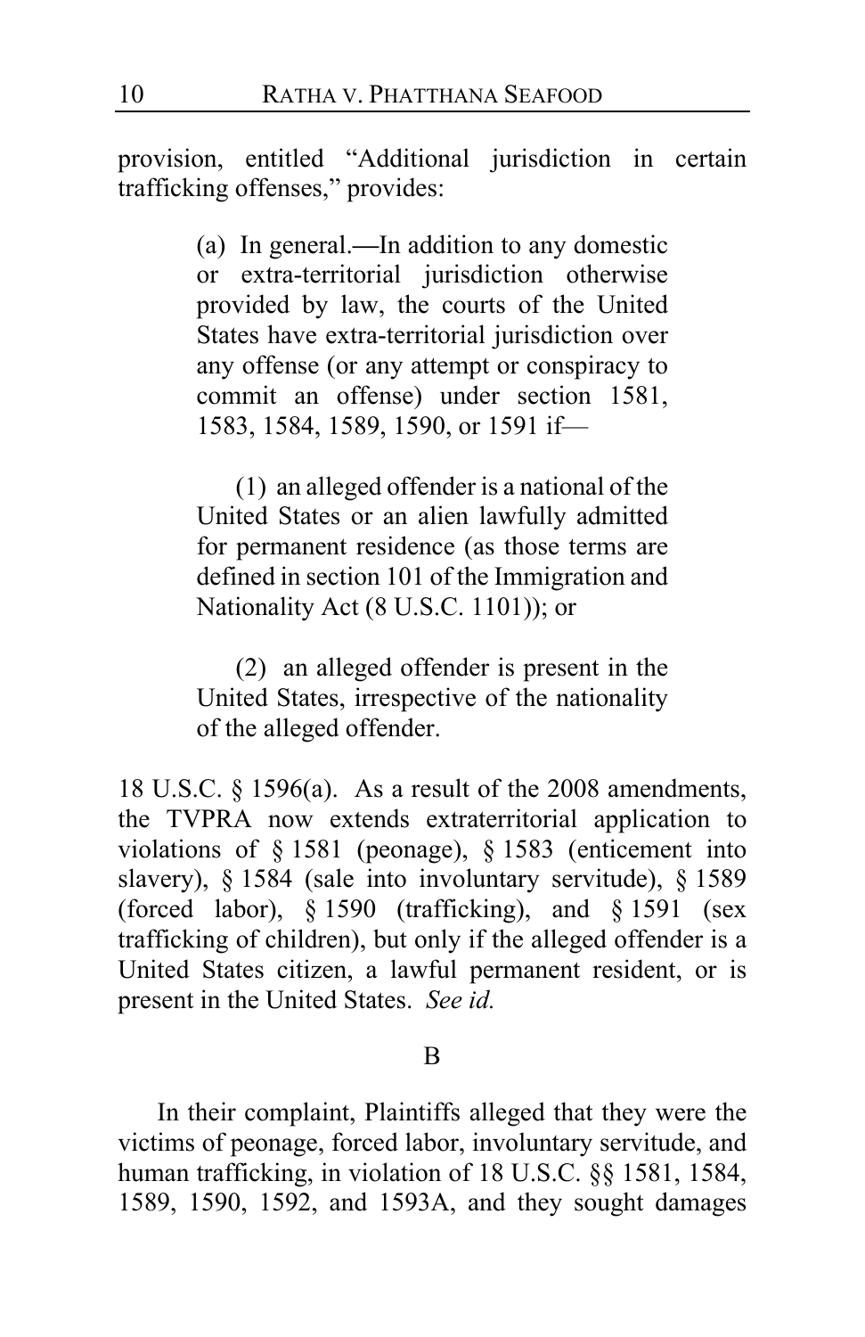provision, entitled "Additional jurisdiction in certain trafficking offenses," provides:

> (a) In general.—In addition to any domestic or extra-territorial jurisdiction otherwise provided by law, the courts of the United States have extra-territorial jurisdiction over any offense (or any attempt or conspiracy to commit an offense) under section 1581, 1583, 1584, 1589, 1590, or 1591 if—
>
> (1) an alleged offender is a national of the United States or an alien lawfully admitted for permanent residence (as those terms are defined in section 101 of the Immigration and Nationality Act (8 U.S.C. 1101)); or
>
> (2) an alleged offender is present in the United States, irrespective of the nationality of the alleged offender.

18 U.S.C. § 1596(a). As a result of the 2008 amendments, the TVPRA now extends extraterritorial application to violations of § 1581 (peonage), § 1583 (enticement into slavery), § 1584 (sale into involuntary servitude), § 1589 (forced labor), § 1590 (trafficking), and § 1591 (sex trafficking of children), but only if the alleged offender is a United States citizen, a lawful permanent resident, or is present in the United States. *See id.*

B

In their complaint, Plaintiffs alleged that they were the victims of peonage, forced labor, involuntary servitude, and human trafficking, in violation of 18 U.S.C. §§ 1581, 1584, 1589, 1590, 1592, and 1593A, and they sought damages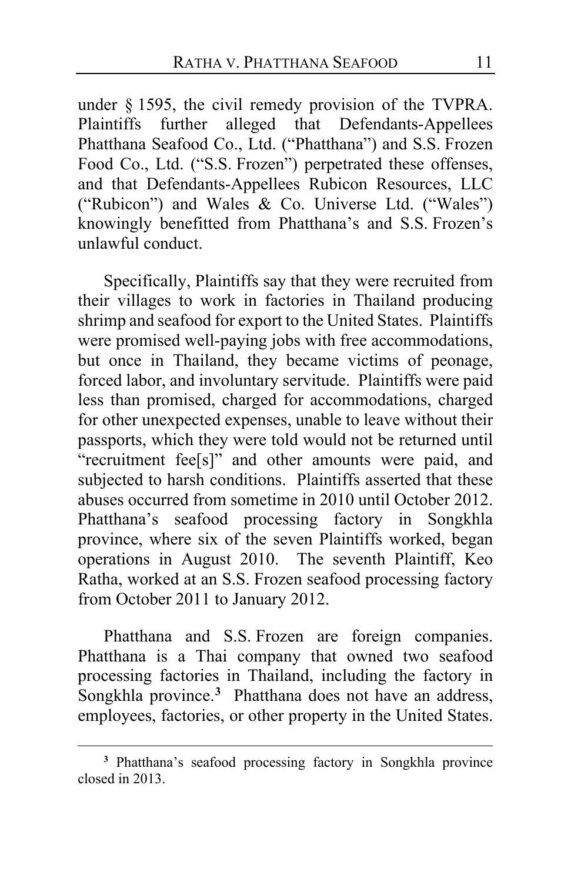under § 1595, the civil remedy provision of the TVPRA. Plaintiffs further alleged that Defendants-Appellees Phatthana Seafood Co., Ltd. ("Phatthana") and S.S. Frozen Food Co., Ltd. ("S.S. Frozen") perpetrated these offenses, and that Defendants-Appellees Rubicon Resources, LLC ("Rubicon") and Wales & Co. Universe Ltd. ("Wales") knowingly benefitted from Phatthana's and S.S. Frozen's unlawful conduct.

Specifically, Plaintiffs say that they were recruited from their villages to work in factories in Thailand producing shrimp and seafood for export to the United States. Plaintiffs were promised well-paying jobs with free accommodations, but once in Thailand, they became victims of peonage, forced labor, and involuntary servitude. Plaintiffs were paid less than promised, charged for accommodations, charged for other unexpected expenses, unable to leave without their passports, which they were told would not be returned until "recruitment fee[s]" and other amounts were paid, and subjected to harsh conditions. Plaintiffs asserted that these abuses occurred from sometime in 2010 until October 2012. Phatthana's seafood processing factory in Songkhla province, where six of the seven Plaintiffs worked, began operations in August 2010. The seventh Plaintiff, Keo Ratha, worked at an S.S. Frozen seafood processing factory from October 2011 to January 2012.

Phatthana and S.S. Frozen are foreign companies. Phatthana is a Thai company that owned two seafood processing factories in Thailand, including the factory in Songkhla province.[3] Phatthana does not have an address, employees, factories, or other property in the United States.

[3] Phatthana's seafood processing factory in Songkhla province closed in 2013.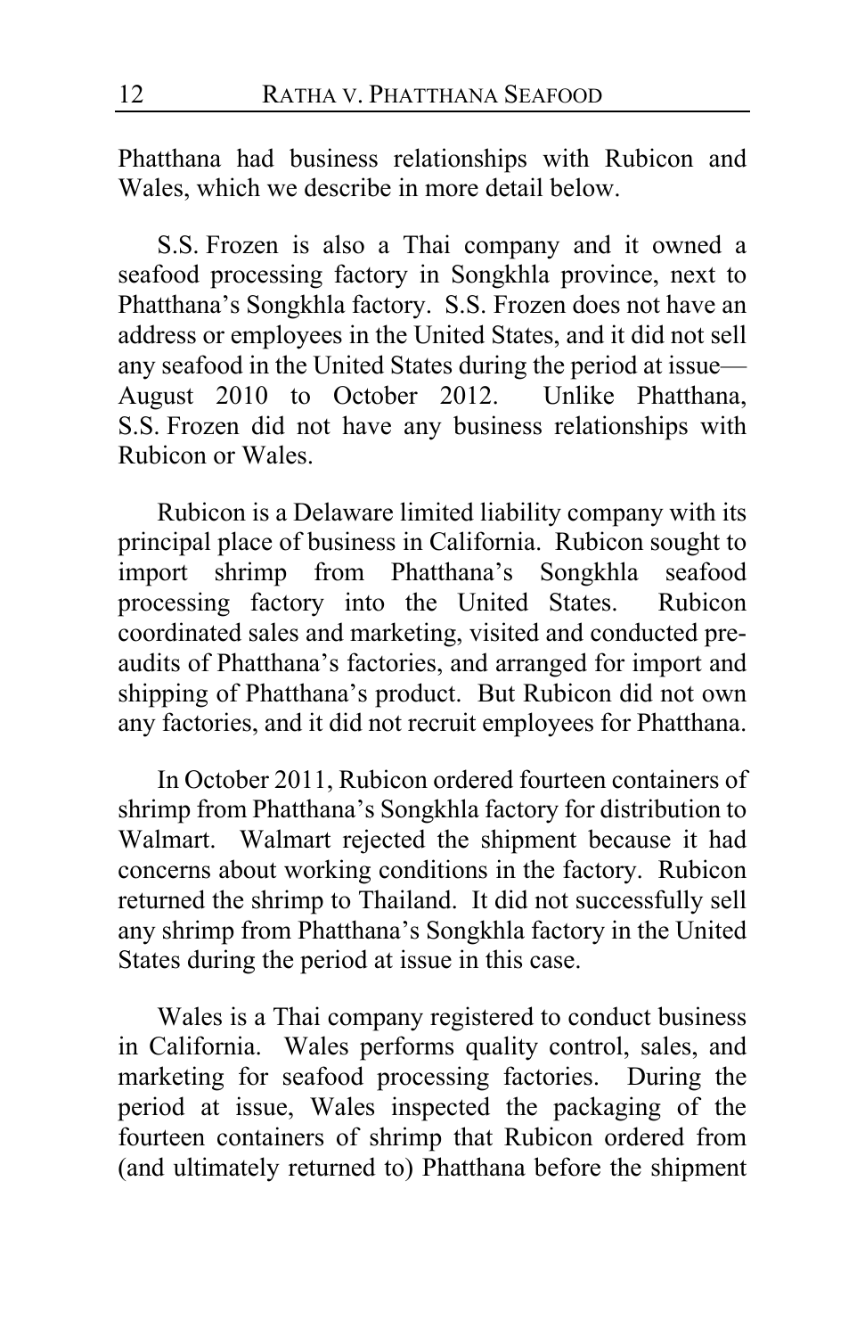Phatthana had business relationships with Rubicon and Wales, which we describe in more detail below.

S.S. Frozen is also a Thai company and it owned a seafood processing factory in Songkhla province, next to Phatthana's Songkhla factory. S.S. Frozen does not have an address or employees in the United States, and it did not sell any seafood in the United States during the period at issue—August 2010 to October 2012. Unlike Phatthana, S.S. Frozen did not have any business relationships with Rubicon or Wales.

Rubicon is a Delaware limited liability company with its principal place of business in California. Rubicon sought to import shrimp from Phatthana's Songkhla seafood processing factory into the United States. Rubicon coordinated sales and marketing, visited and conducted pre-audits of Phatthana's factories, and arranged for import and shipping of Phatthana's product. But Rubicon did not own any factories, and it did not recruit employees for Phatthana.

In October 2011, Rubicon ordered fourteen containers of shrimp from Phatthana's Songkhla factory for distribution to Walmart. Walmart rejected the shipment because it had concerns about working conditions in the factory. Rubicon returned the shrimp to Thailand. It did not successfully sell any shrimp from Phatthana's Songkhla factory in the United States during the period at issue in this case.

Wales is a Thai company registered to conduct business in California. Wales performs quality control, sales, and marketing for seafood processing factories. During the period at issue, Wales inspected the packaging of the fourteen containers of shrimp that Rubicon ordered from (and ultimately returned to) Phatthana before the shipment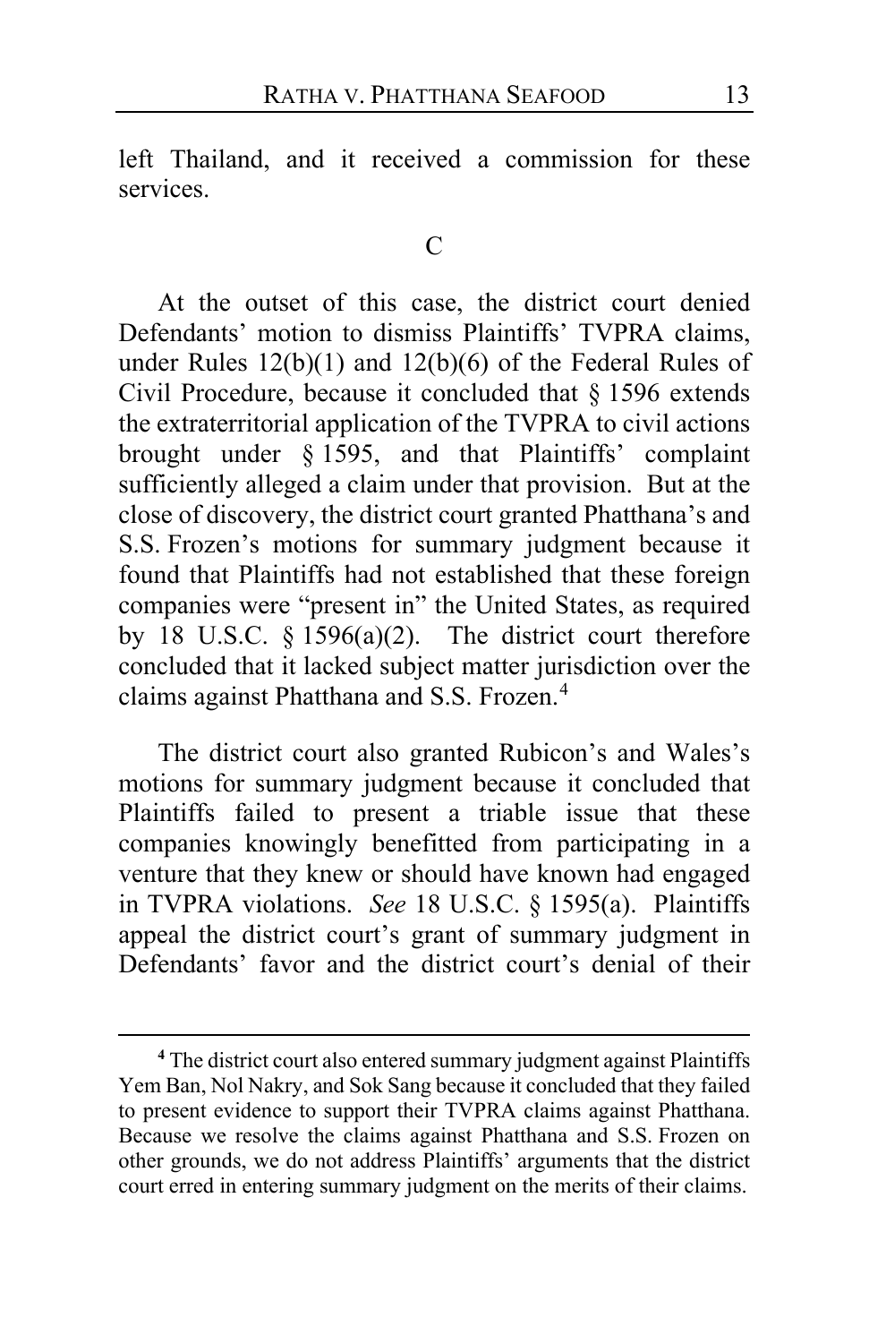left Thailand, and it received a commission for these services.

C

At the outset of this case, the district court denied Defendants' motion to dismiss Plaintiffs' TVPRA claims, under Rules 12(b)(1) and 12(b)(6) of the Federal Rules of Civil Procedure, because it concluded that § 1596 extends the extraterritorial application of the TVPRA to civil actions brought under § 1595, and that Plaintiffs' complaint sufficiently alleged a claim under that provision. But at the close of discovery, the district court granted Phatthana's and S.S. Frozen's motions for summary judgment because it found that Plaintiffs had not established that these foreign companies were "present in" the United States, as required by 18 U.S.C. § 1596(a)(2). The district court therefore concluded that it lacked subject matter jurisdiction over the claims against Phatthana and S.S. Frozen.[4]

The district court also granted Rubicon's and Wales's motions for summary judgment because it concluded that Plaintiffs failed to present a triable issue that these companies knowingly benefitted from participating in a venture that they knew or should have known had engaged in TVPRA violations. *See* 18 U.S.C. § 1595(a). Plaintiffs appeal the district court's grant of summary judgment in Defendants' favor and the district court's denial of their

[4] The district court also entered summary judgment against Plaintiffs Yem Ban, Nol Nakry, and Sok Sang because it concluded that they failed to present evidence to support their TVPRA claims against Phatthana. Because we resolve the claims against Phatthana and S.S. Frozen on other grounds, we do not address Plaintiffs' arguments that the district court erred in entering summary judgment on the merits of their claims.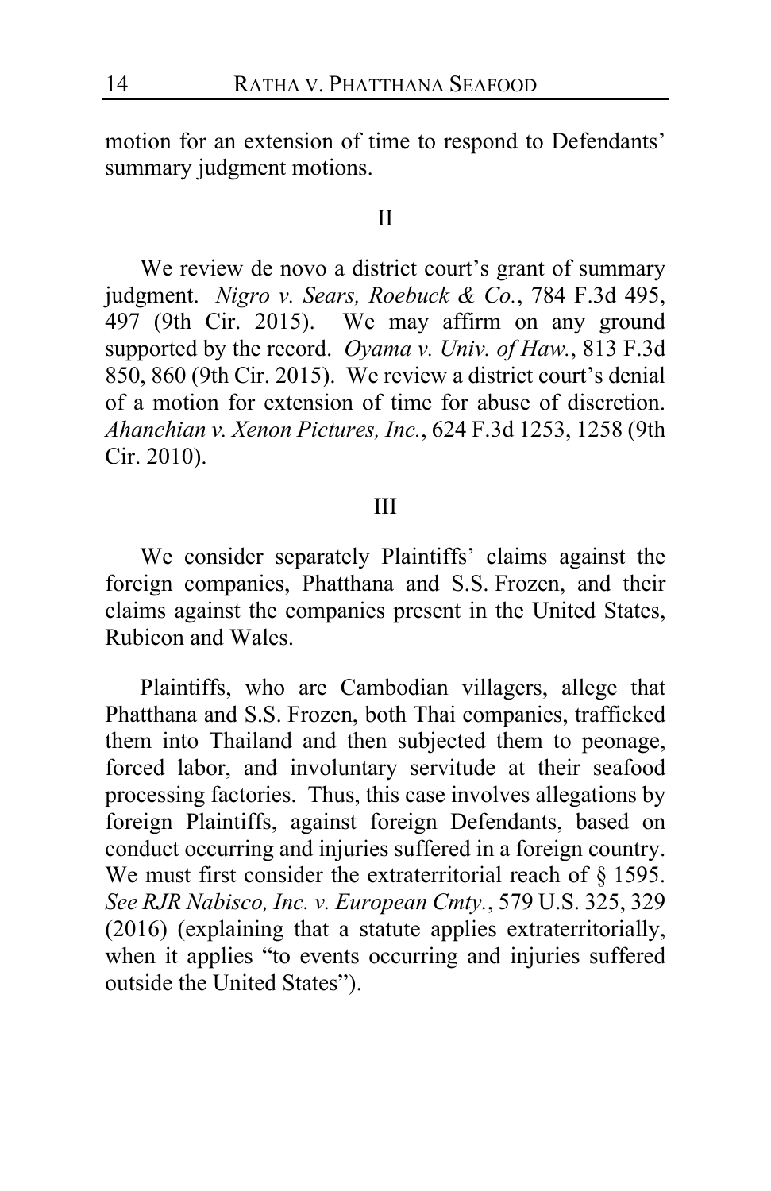motion for an extension of time to respond to Defendants' summary judgment motions.

## II

We review de novo a district court's grant of summary judgment. *Nigro v. Sears, Roebuck & Co.*, 784 F.3d 495, 497 (9th Cir. 2015). We may affirm on any ground supported by the record. *Oyama v. Univ. of Haw.*, 813 F.3d 850, 860 (9th Cir. 2015). We review a district court's denial of a motion for extension of time for abuse of discretion. *Ahanchian v. Xenon Pictures, Inc.*, 624 F.3d 1253, 1258 (9th Cir. 2010).

## III

We consider separately Plaintiffs' claims against the foreign companies, Phatthana and S.S. Frozen, and their claims against the companies present in the United States, Rubicon and Wales.

Plaintiffs, who are Cambodian villagers, allege that Phatthana and S.S. Frozen, both Thai companies, trafficked them into Thailand and then subjected them to peonage, forced labor, and involuntary servitude at their seafood processing factories. Thus, this case involves allegations by foreign Plaintiffs, against foreign Defendants, based on conduct occurring and injuries suffered in a foreign country. We must first consider the extraterritorial reach of § 1595. *See RJR Nabisco, Inc. v. European Cmty.*, 579 U.S. 325, 329 (2016) (explaining that a statute applies extraterritorially, when it applies "to events occurring and injuries suffered outside the United States").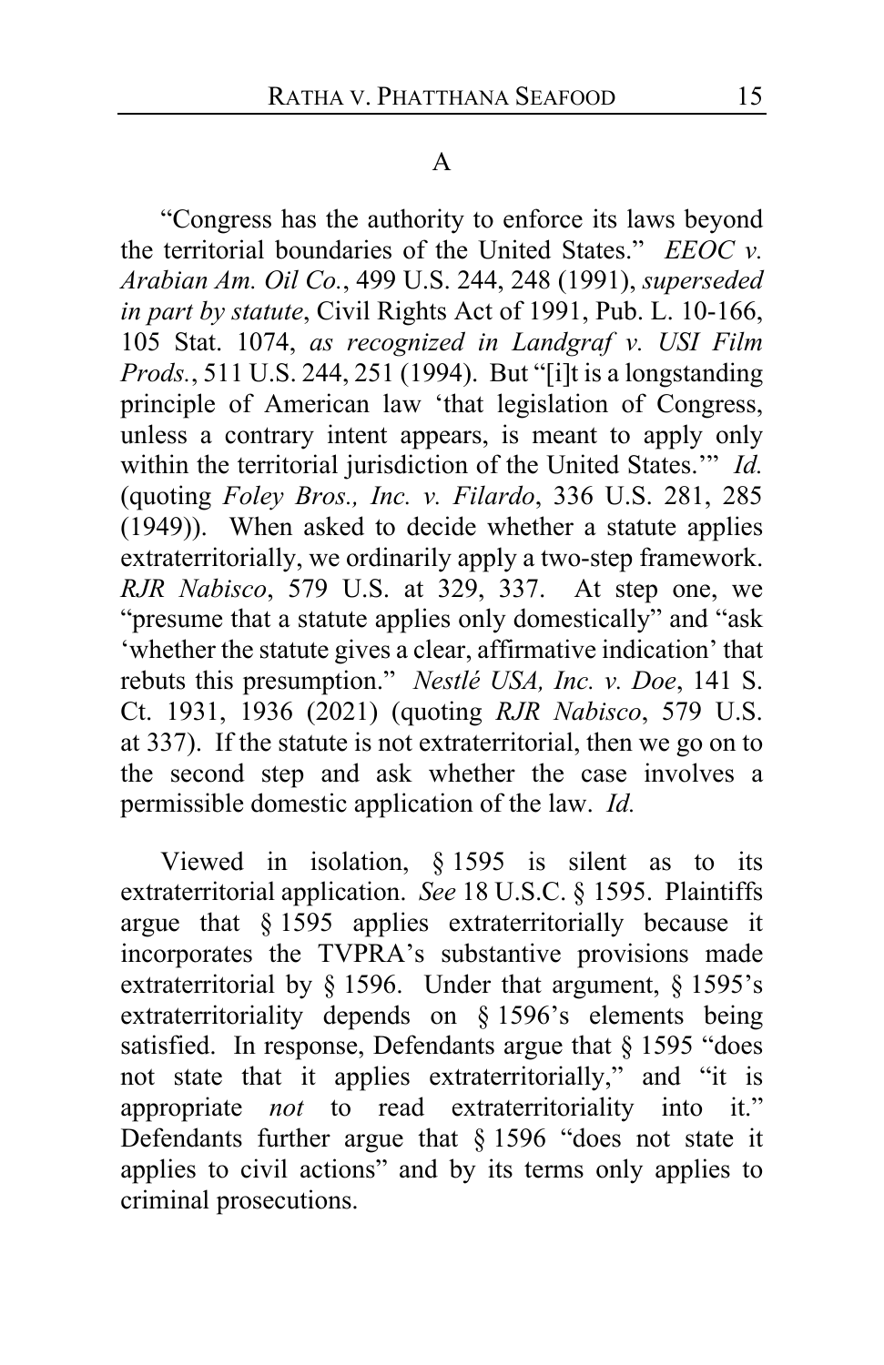### A

"Congress has the authority to enforce its laws beyond the territorial boundaries of the United States." *EEOC v. Arabian Am. Oil Co.*, 499 U.S. 244, 248 (1991), *superseded in part by statute*, Civil Rights Act of 1991, Pub. L. 10-166, 105 Stat. 1074, *as recognized in Landgraf v. USI Film Prods.*, 511 U.S. 244, 251 (1994). But "[i]t is a longstanding principle of American law 'that legislation of Congress, unless a contrary intent appears, is meant to apply only within the territorial jurisdiction of the United States.'" *Id.* (quoting *Foley Bros., Inc. v. Filardo*, 336 U.S. 281, 285 (1949)). When asked to decide whether a statute applies extraterritorially, we ordinarily apply a two-step framework. *RJR Nabisco*, 579 U.S. at 329, 337. At step one, we "presume that a statute applies only domestically" and "ask 'whether the statute gives a clear, affirmative indication' that rebuts this presumption." *Nestlé USA, Inc. v. Doe*, 141 S. Ct. 1931, 1936 (2021) (quoting *RJR Nabisco*, 579 U.S. at 337). If the statute is not extraterritorial, then we go on to the second step and ask whether the case involves a permissible domestic application of the law. *Id.*

Viewed in isolation, § 1595 is silent as to its extraterritorial application. *See* 18 U.S.C. § 1595. Plaintiffs argue that § 1595 applies extraterritorially because it incorporates the TVPRA's substantive provisions made extraterritorial by § 1596. Under that argument, § 1595's extraterritoriality depends on § 1596's elements being satisfied. In response, Defendants argue that § 1595 "does not state that it applies extraterritorially," and "it is appropriate *not* to read extraterritoriality into it." Defendants further argue that § 1596 "does not state it applies to civil actions" and by its terms only applies to criminal prosecutions.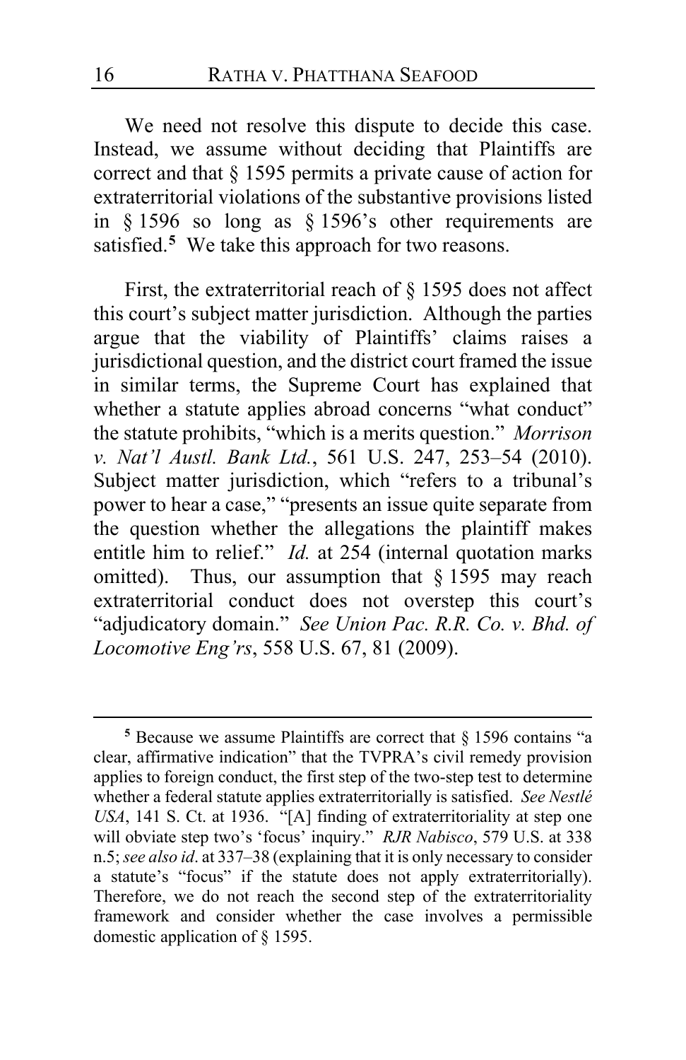We need not resolve this dispute to decide this case. Instead, we assume without deciding that Plaintiffs are correct and that § 1595 permits a private cause of action for extraterritorial violations of the substantive provisions listed in § 1596 so long as § 1596's other requirements are satisfied.[5] We take this approach for two reasons.

First, the extraterritorial reach of § 1595 does not affect this court's subject matter jurisdiction. Although the parties argue that the viability of Plaintiffs' claims raises a jurisdictional question, and the district court framed the issue in similar terms, the Supreme Court has explained that whether a statute applies abroad concerns "what conduct" the statute prohibits, "which is a merits question." *Morrison v. Nat'l Austl. Bank Ltd.*, 561 U.S. 247, 253–54 (2010). Subject matter jurisdiction, which "refers to a tribunal's power to hear a case," "presents an issue quite separate from the question whether the allegations the plaintiff makes entitle him to relief." *Id.* at 254 (internal quotation marks omitted). Thus, our assumption that § 1595 may reach extraterritorial conduct does not overstep this court's "adjudicatory domain." *See Union Pac. R.R. Co. v. Bhd. of Locomotive Eng'rs*, 558 U.S. 67, 81 (2009).

---

[5] Because we assume Plaintiffs are correct that § 1596 contains "a clear, affirmative indication" that the TVPRA's civil remedy provision applies to foreign conduct, the first step of the two-step test to determine whether a federal statute applies extraterritorially is satisfied. *See Nestlé USA*, 141 S. Ct. at 1936. "[A] finding of extraterritoriality at step one will obviate step two's 'focus' inquiry." *RJR Nabisco*, 579 U.S. at 338 n.5; *see also id*. at 337–38 (explaining that it is only necessary to consider a statute's "focus" if the statute does not apply extraterritorially). Therefore, we do not reach the second step of the extraterritoriality framework and consider whether the case involves a permissible domestic application of § 1595.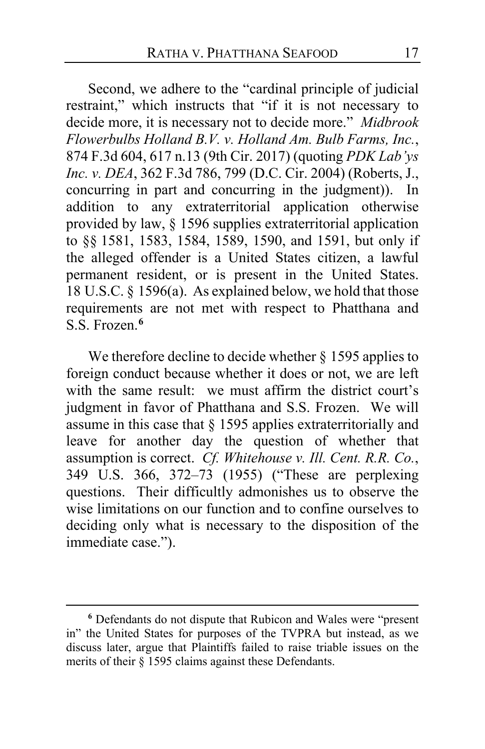Second, we adhere to the "cardinal principle of judicial restraint," which instructs that "if it is not necessary to decide more, it is necessary not to decide more." *Midbrook Flowerbulbs Holland B.V. v. Holland Am. Bulb Farms, Inc.*, 874 F.3d 604, 617 n.13 (9th Cir. 2017) (quoting *PDK Lab'ys Inc. v. DEA*, 362 F.3d 786, 799 (D.C. Cir. 2004) (Roberts, J., concurring in part and concurring in the judgment)). In addition to any extraterritorial application otherwise provided by law, § 1596 supplies extraterritorial application to §§ 1581, 1583, 1584, 1589, 1590, and 1591, but only if the alleged offender is a United States citizen, a lawful permanent resident, or is present in the United States. 18 U.S.C. § 1596(a). As explained below, we hold that those requirements are not met with respect to Phatthana and S.S. Frozen.[6]

We therefore decline to decide whether § 1595 applies to foreign conduct because whether it does or not, we are left with the same result: we must affirm the district court's judgment in favor of Phatthana and S.S. Frozen. We will assume in this case that § 1595 applies extraterritorially and leave for another day the question of whether that assumption is correct. *Cf. Whitehouse v. Ill. Cent. R.R. Co.*, 349 U.S. 366, 372–73 (1955) ("These are perplexing questions. Their difficultly admonishes us to observe the wise limitations on our function and to confine ourselves to deciding only what is necessary to the disposition of the immediate case.").

---

[6] Defendants do not dispute that Rubicon and Wales were "present in" the United States for purposes of the TVPRA but instead, as we discuss later, argue that Plaintiffs failed to raise triable issues on the merits of their § 1595 claims against these Defendants.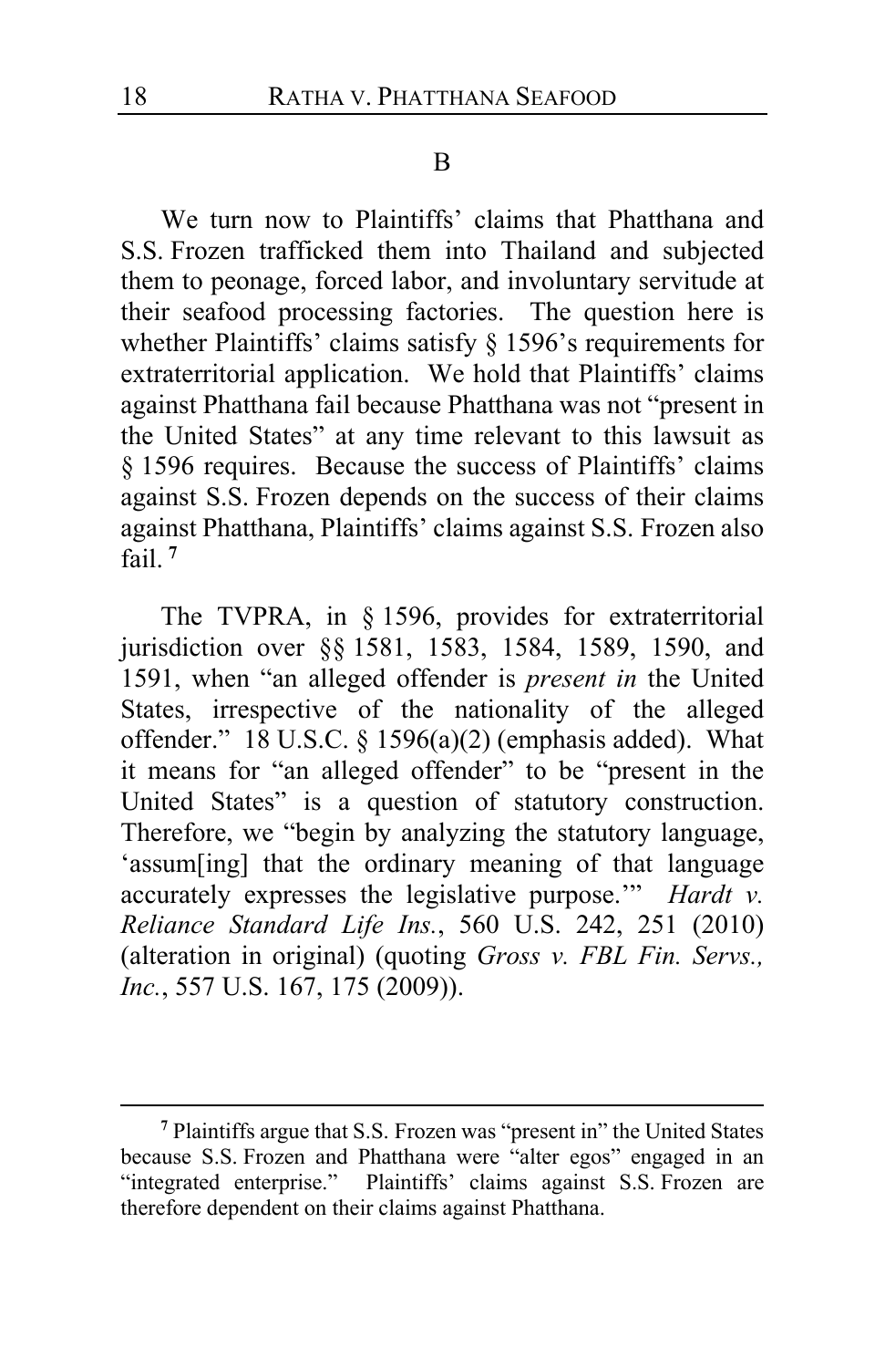## B

We turn now to Plaintiffs' claims that Phatthana and S.S. Frozen trafficked them into Thailand and subjected them to peonage, forced labor, and involuntary servitude at their seafood processing factories. The question here is whether Plaintiffs' claims satisfy § 1596's requirements for extraterritorial application. We hold that Plaintiffs' claims against Phatthana fail because Phatthana was not "present in the United States" at any time relevant to this lawsuit as § 1596 requires. Because the success of Plaintiffs' claims against S.S. Frozen depends on the success of their claims against Phatthana, Plaintiffs' claims against S.S. Frozen also fail. [7]

The TVPRA, in § 1596, provides for extraterritorial jurisdiction over §§ 1581, 1583, 1584, 1589, 1590, and 1591, when "an alleged offender is *present in* the United States, irrespective of the nationality of the alleged offender." 18 U.S.C. § 1596(a)(2) (emphasis added). What it means for "an alleged offender" to be "present in the United States" is a question of statutory construction. Therefore, we "begin by analyzing the statutory language, 'assum[ing] that the ordinary meaning of that language accurately expresses the legislative purpose.'" *Hardt v. Reliance Standard Life Ins.*, 560 U.S. 242, 251 (2010) (alteration in original) (quoting *Gross v. FBL Fin. Servs., Inc.*, 557 U.S. 167, 175 (2009)).

---

[7] Plaintiffs argue that S.S. Frozen was "present in" the United States because S.S. Frozen and Phatthana were "alter egos" engaged in an "integrated enterprise." Plaintiffs' claims against S.S. Frozen are therefore dependent on their claims against Phatthana.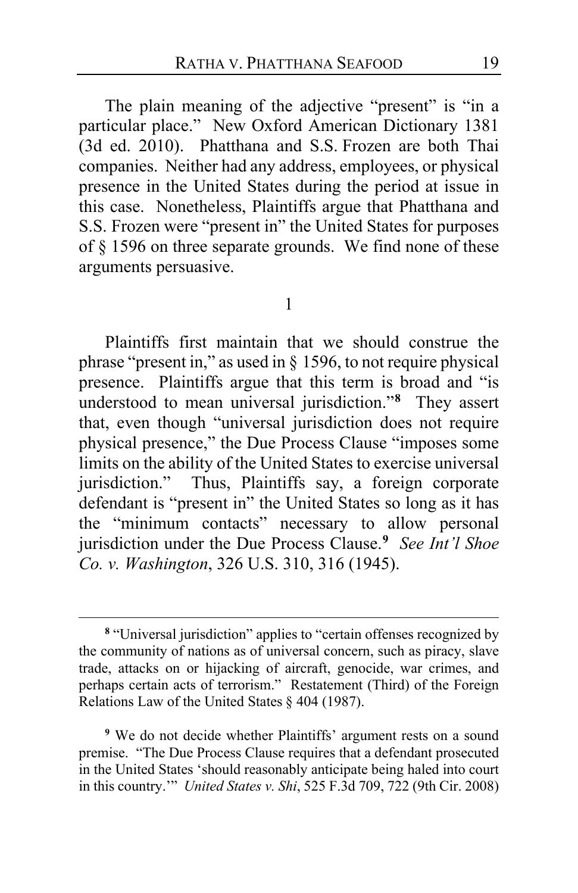The plain meaning of the adjective "present" is "in a particular place." New Oxford American Dictionary 1381 (3d ed. 2010). Phatthana and S.S. Frozen are both Thai companies. Neither had any address, employees, or physical presence in the United States during the period at issue in this case. Nonetheless, Plaintiffs argue that Phatthana and S.S. Frozen were "present in" the United States for purposes of § 1596 on three separate grounds. We find none of these arguments persuasive.

1

Plaintiffs first maintain that we should construe the phrase "present in," as used in § 1596, to not require physical presence. Plaintiffs argue that this term is broad and "is understood to mean universal jurisdiction."[8] They assert that, even though "universal jurisdiction does not require physical presence," the Due Process Clause "imposes some limits on the ability of the United States to exercise universal jurisdiction." Thus, Plaintiffs say, a foreign corporate defendant is "present in" the United States so long as it has the "minimum contacts" necessary to allow personal jurisdiction under the Due Process Clause.[9] *See Int'l Shoe Co. v. Washington*, 326 U.S. 310, 316 (1945).

---

[8] "Universal jurisdiction" applies to "certain offenses recognized by the community of nations as of universal concern, such as piracy, slave trade, attacks on or hijacking of aircraft, genocide, war crimes, and perhaps certain acts of terrorism." Restatement (Third) of the Foreign Relations Law of the United States § 404 (1987).

[9] We do not decide whether Plaintiffs' argument rests on a sound premise. "The Due Process Clause requires that a defendant prosecuted in the United States 'should reasonably anticipate being haled into court in this country.'" *United States v. Shi*, 525 F.3d 709, 722 (9th Cir. 2008)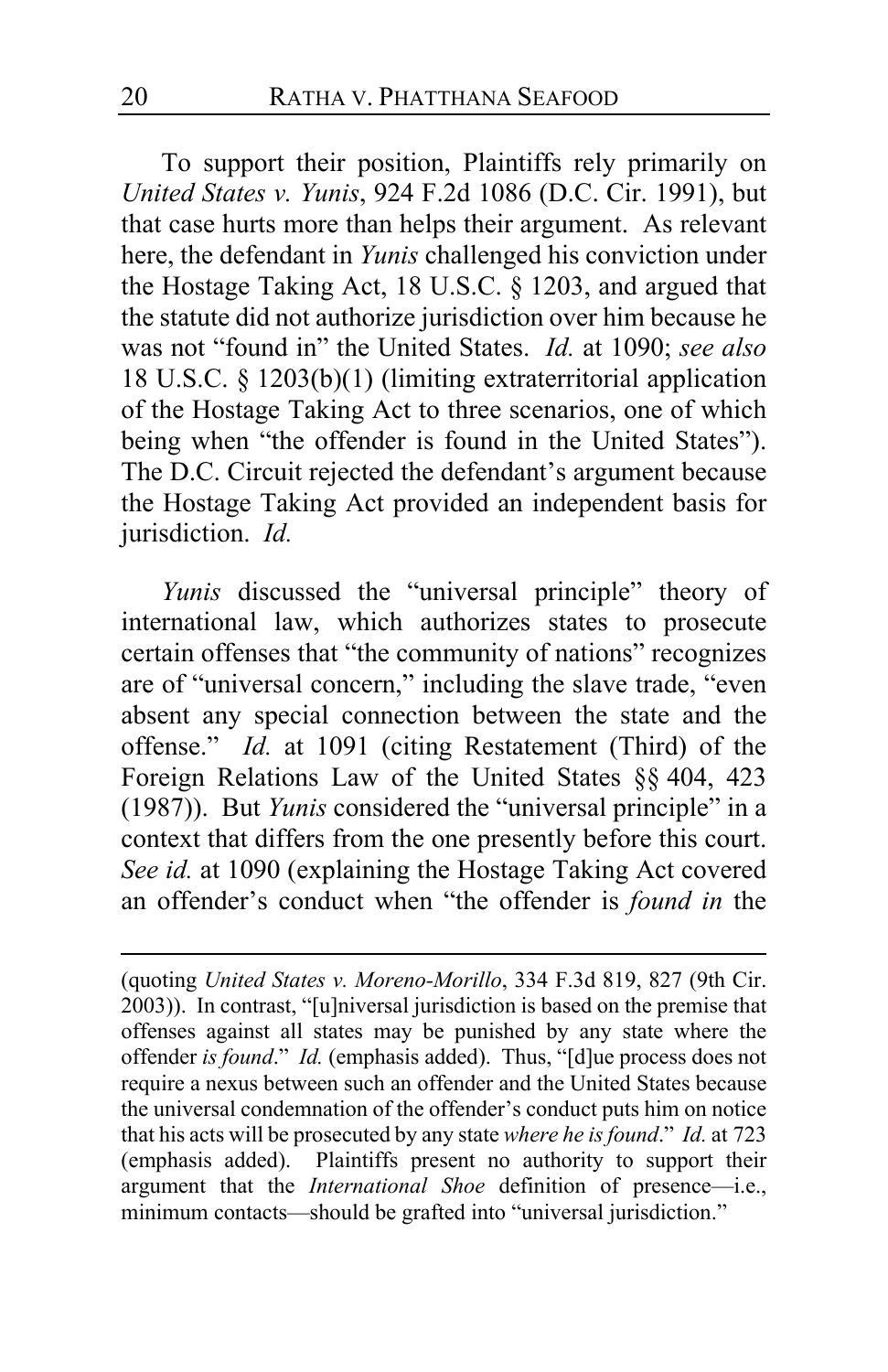To support their position, Plaintiffs rely primarily on *United States v. Yunis*, 924 F.2d 1086 (D.C. Cir. 1991), but that case hurts more than helps their argument. As relevant here, the defendant in *Yunis* challenged his conviction under the Hostage Taking Act, 18 U.S.C. § 1203, and argued that the statute did not authorize jurisdiction over him because he was not "found in" the United States. *Id.* at 1090; *see also* 18 U.S.C. § 1203(b)(1) (limiting extraterritorial application of the Hostage Taking Act to three scenarios, one of which being when "the offender is found in the United States"). The D.C. Circuit rejected the defendant's argument because the Hostage Taking Act provided an independent basis for jurisdiction. *Id.*

*Yunis* discussed the "universal principle" theory of international law, which authorizes states to prosecute certain offenses that "the community of nations" recognizes are of "universal concern," including the slave trade, "even absent any special connection between the state and the offense." *Id.* at 1091 (citing Restatement (Third) of the Foreign Relations Law of the United States §§ 404, 423 (1987)). But *Yunis* considered the "universal principle" in a context that differs from the one presently before this court. *See id.* at 1090 (explaining the Hostage Taking Act covered an offender's conduct when "the offender is *found in* the

---

(quoting *United States v. Moreno-Morillo*, 334 F.3d 819, 827 (9th Cir. 2003)). In contrast, "[u]niversal jurisdiction is based on the premise that offenses against all states may be punished by any state where the offender *is found*." *Id.* (emphasis added). Thus, "[d]ue process does not require a nexus between such an offender and the United States because the universal condemnation of the offender's conduct puts him on notice that his acts will be prosecuted by any state *where he is found*." *Id.* at 723 (emphasis added). Plaintiffs present no authority to support their argument that the *International Shoe* definition of presence—i.e., minimum contacts—should be grafted into "universal jurisdiction."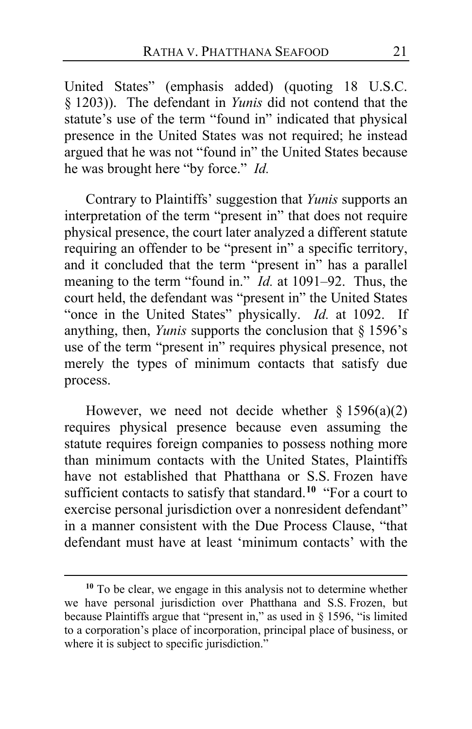United States" (emphasis added) (quoting 18 U.S.C. § 1203)). The defendant in *Yunis* did not contend that the statute's use of the term "found in" indicated that physical presence in the United States was not required; he instead argued that he was not "found in" the United States because he was brought here "by force." *Id.*

Contrary to Plaintiffs' suggestion that *Yunis* supports an interpretation of the term "present in" that does not require physical presence, the court later analyzed a different statute requiring an offender to be "present in" a specific territory, and it concluded that the term "present in" has a parallel meaning to the term "found in." *Id.* at 1091–92. Thus, the court held, the defendant was "present in" the United States "once in the United States" physically. *Id.* at 1092. If anything, then, *Yunis* supports the conclusion that § 1596's use of the term "present in" requires physical presence, not merely the types of minimum contacts that satisfy due process.

However, we need not decide whether § 1596(a)(2) requires physical presence because even assuming the statute requires foreign companies to possess nothing more than minimum contacts with the United States, Plaintiffs have not established that Phatthana or S.S. Frozen have sufficient contacts to satisfy that standard.[10] "For a court to exercise personal jurisdiction over a nonresident defendant" in a manner consistent with the Due Process Clause, "that defendant must have at least 'minimum contacts' with the

[10] To be clear, we engage in this analysis not to determine whether we have personal jurisdiction over Phatthana and S.S. Frozen, but because Plaintiffs argue that "present in," as used in § 1596, "is limited to a corporation's place of incorporation, principal place of business, or where it is subject to specific jurisdiction."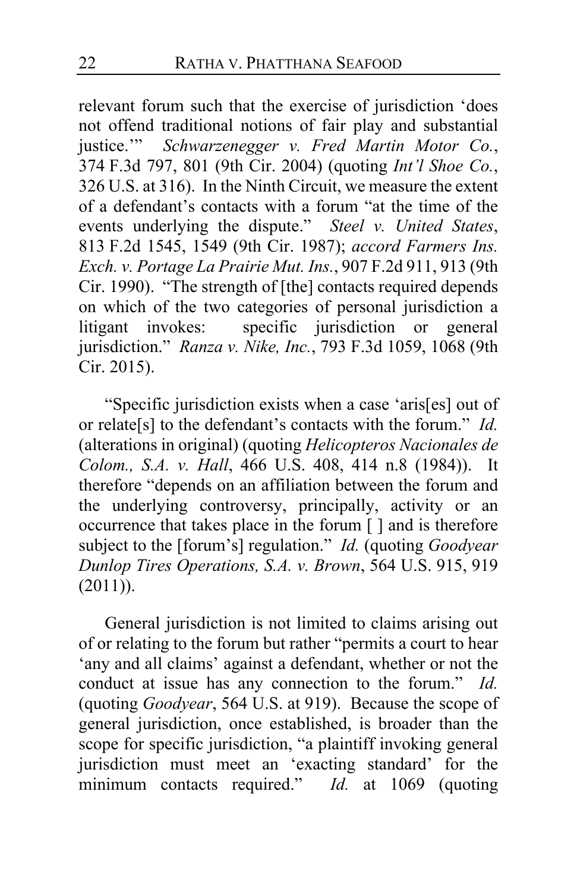relevant forum such that the exercise of jurisdiction 'does not offend traditional notions of fair play and substantial justice.'" *Schwarzenegger v. Fred Martin Motor Co.*, 374 F.3d 797, 801 (9th Cir. 2004) (quoting *Int'l Shoe Co.*, 326 U.S. at 316). In the Ninth Circuit, we measure the extent of a defendant's contacts with a forum "at the time of the events underlying the dispute." *Steel v. United States*, 813 F.2d 1545, 1549 (9th Cir. 1987); *accord Farmers Ins. Exch. v. Portage La Prairie Mut. Ins.*, 907 F.2d 911, 913 (9th Cir. 1990). "The strength of [the] contacts required depends on which of the two categories of personal jurisdiction a litigant invokes: specific jurisdiction or general jurisdiction." *Ranza v. Nike, Inc.*, 793 F.3d 1059, 1068 (9th Cir. 2015).

"Specific jurisdiction exists when a case 'aris[es] out of or relate[s] to the defendant's contacts with the forum." *Id.* (alterations in original) (quoting *Helicopteros Nacionales de Colom., S.A. v. Hall*, 466 U.S. 408, 414 n.8 (1984)). It therefore "depends on an affiliation between the forum and the underlying controversy, principally, activity or an occurrence that takes place in the forum [ ] and is therefore subject to the [forum's] regulation." *Id.* (quoting *Goodyear Dunlop Tires Operations, S.A. v. Brown*, 564 U.S. 915, 919 (2011)).

General jurisdiction is not limited to claims arising out of or relating to the forum but rather "permits a court to hear 'any and all claims' against a defendant, whether or not the conduct at issue has any connection to the forum." *Id.* (quoting *Goodyear*, 564 U.S. at 919). Because the scope of general jurisdiction, once established, is broader than the scope for specific jurisdiction, "a plaintiff invoking general jurisdiction must meet an 'exacting standard' for the minimum contacts required." *Id.* at 1069 (quoting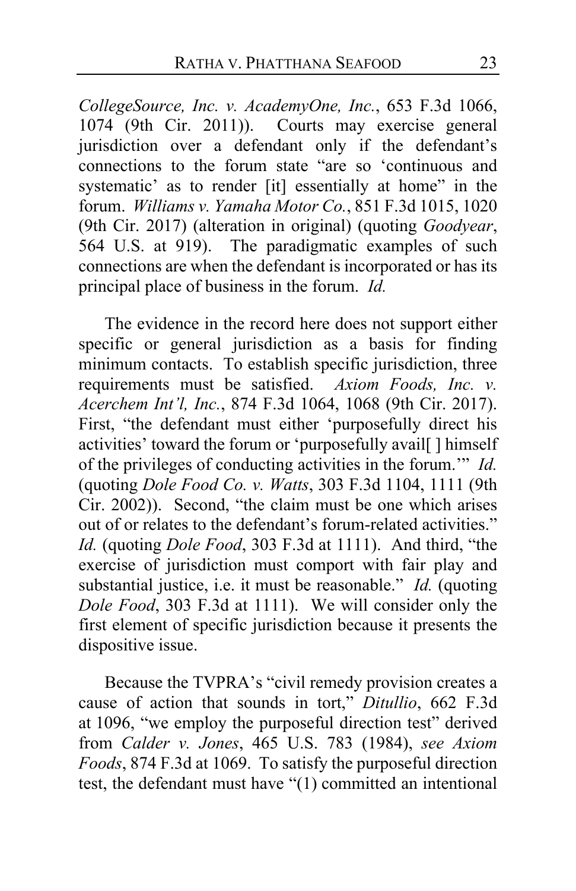*CollegeSource, Inc. v. AcademyOne, Inc.*, 653 F.3d 1066, 1074 (9th Cir. 2011)). Courts may exercise general jurisdiction over a defendant only if the defendant's connections to the forum state "are so 'continuous and systematic' as to render [it] essentially at home" in the forum. *Williams v. Yamaha Motor Co.*, 851 F.3d 1015, 1020 (9th Cir. 2017) (alteration in original) (quoting *Goodyear*, 564 U.S. at 919). The paradigmatic examples of such connections are when the defendant is incorporated or has its principal place of business in the forum. *Id.*

The evidence in the record here does not support either specific or general jurisdiction as a basis for finding minimum contacts. To establish specific jurisdiction, three requirements must be satisfied. *Axiom Foods, Inc. v. Acerchem Int'l, Inc.*, 874 F.3d 1064, 1068 (9th Cir. 2017). First, "the defendant must either 'purposefully direct his activities' toward the forum or 'purposefully avail[ ] himself of the privileges of conducting activities in the forum.'" *Id.* (quoting *Dole Food Co. v. Watts*, 303 F.3d 1104, 1111 (9th Cir. 2002)). Second, "the claim must be one which arises out of or relates to the defendant's forum-related activities." *Id.* (quoting *Dole Food*, 303 F.3d at 1111). And third, "the exercise of jurisdiction must comport with fair play and substantial justice, i.e. it must be reasonable." *Id.* (quoting *Dole Food*, 303 F.3d at 1111). We will consider only the first element of specific jurisdiction because it presents the dispositive issue.

Because the TVPRA's "civil remedy provision creates a cause of action that sounds in tort," *Ditullio*, 662 F.3d at 1096, "we employ the purposeful direction test" derived from *Calder v. Jones*, 465 U.S. 783 (1984), *see Axiom Foods*, 874 F.3d at 1069. To satisfy the purposeful direction test, the defendant must have "(1) committed an intentional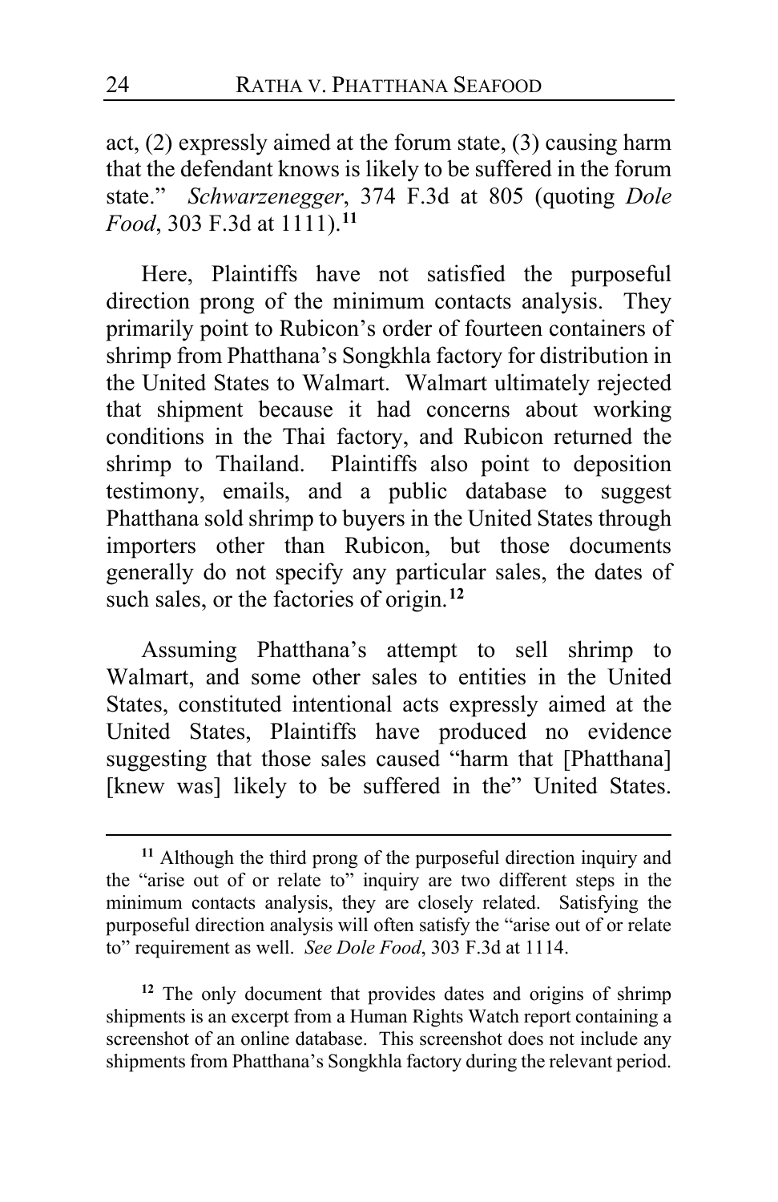act, (2) expressly aimed at the forum state, (3) causing harm that the defendant knows is likely to be suffered in the forum state." *Schwarzenegger*, 374 F.3d at 805 (quoting *Dole Food*, 303 F.3d at 1111).[11]

Here, Plaintiffs have not satisfied the purposeful direction prong of the minimum contacts analysis. They primarily point to Rubicon's order of fourteen containers of shrimp from Phatthana's Songkhla factory for distribution in the United States to Walmart. Walmart ultimately rejected that shipment because it had concerns about working conditions in the Thai factory, and Rubicon returned the shrimp to Thailand. Plaintiffs also point to deposition testimony, emails, and a public database to suggest Phatthana sold shrimp to buyers in the United States through importers other than Rubicon, but those documents generally do not specify any particular sales, the dates of such sales, or the factories of origin.[12]

Assuming Phatthana's attempt to sell shrimp to Walmart, and some other sales to entities in the United States, constituted intentional acts expressly aimed at the United States, Plaintiffs have produced no evidence suggesting that those sales caused "harm that [Phatthana] [knew was] likely to be suffered in the" United States.

---

[11] Although the third prong of the purposeful direction inquiry and the "arise out of or relate to" inquiry are two different steps in the minimum contacts analysis, they are closely related. Satisfying the purposeful direction analysis will often satisfy the "arise out of or relate to" requirement as well. *See Dole Food*, 303 F.3d at 1114.

[12] The only document that provides dates and origins of shrimp shipments is an excerpt from a Human Rights Watch report containing a screenshot of an online database. This screenshot does not include any shipments from Phatthana's Songkhla factory during the relevant period.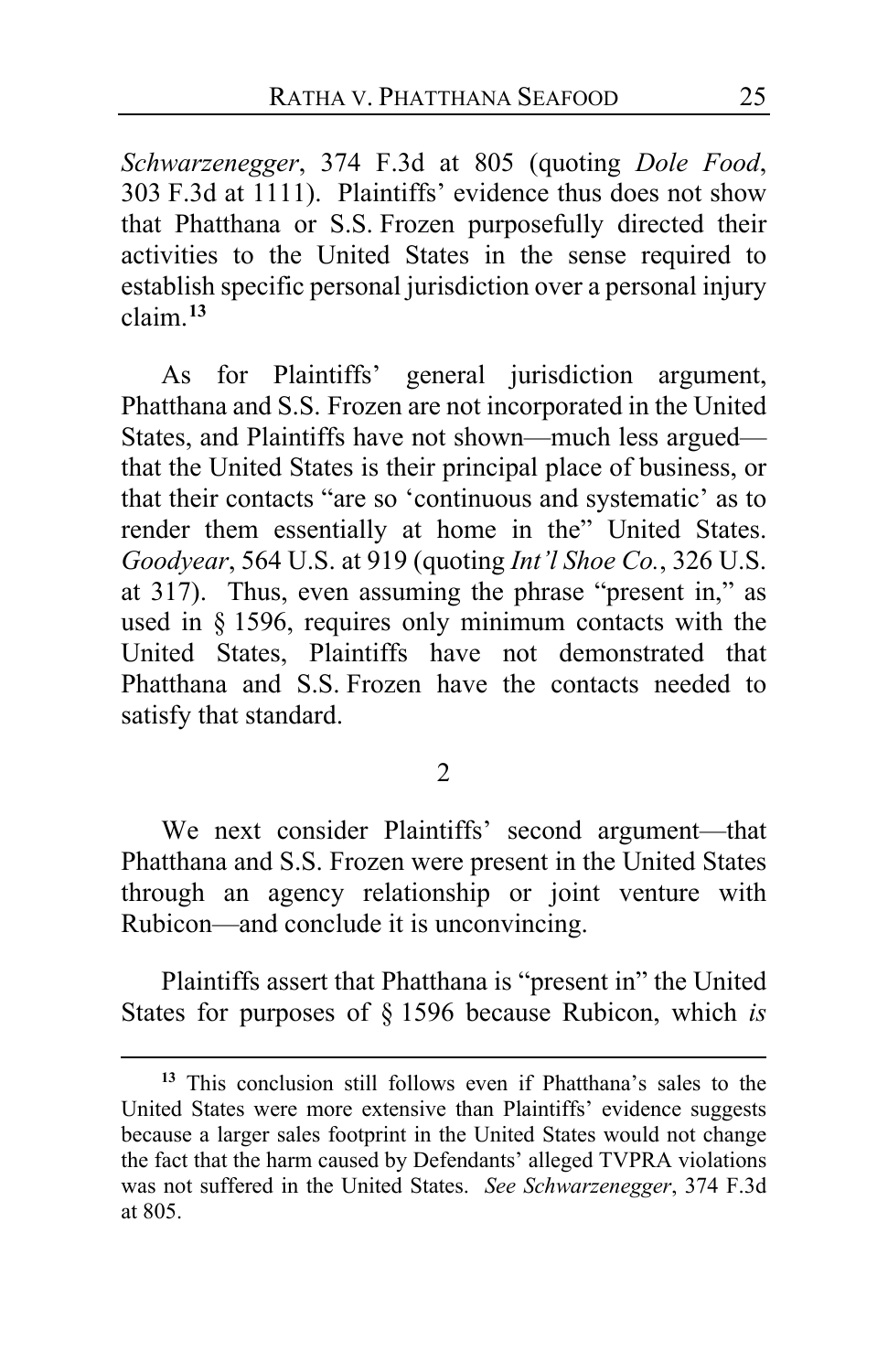*Schwarzenegger*, 374 F.3d at 805 (quoting *Dole Food*, 303 F.3d at 1111). Plaintiffs' evidence thus does not show that Phatthana or S.S. Frozen purposefully directed their activities to the United States in the sense required to establish specific personal jurisdiction over a personal injury claim.[13]

As for Plaintiffs' general jurisdiction argument, Phatthana and S.S. Frozen are not incorporated in the United States, and Plaintiffs have not shown—much less argued—that the United States is their principal place of business, or that their contacts "are so 'continuous and systematic' as to render them essentially at home in the" United States. *Goodyear*, 564 U.S. at 919 (quoting *Int'l Shoe Co.*, 326 U.S. at 317). Thus, even assuming the phrase "present in," as used in § 1596, requires only minimum contacts with the United States, Plaintiffs have not demonstrated that Phatthana and S.S. Frozen have the contacts needed to satisfy that standard.

2

We next consider Plaintiffs' second argument—that Phatthana and S.S. Frozen were present in the United States through an agency relationship or joint venture with Rubicon—and conclude it is unconvincing.

Plaintiffs assert that Phatthana is "present in" the United States for purposes of § 1596 because Rubicon, which *is*

---

[13] This conclusion still follows even if Phatthana's sales to the United States were more extensive than Plaintiffs' evidence suggests because a larger sales footprint in the United States would not change the fact that the harm caused by Defendants' alleged TVPRA violations was not suffered in the United States. *See Schwarzenegger*, 374 F.3d at 805.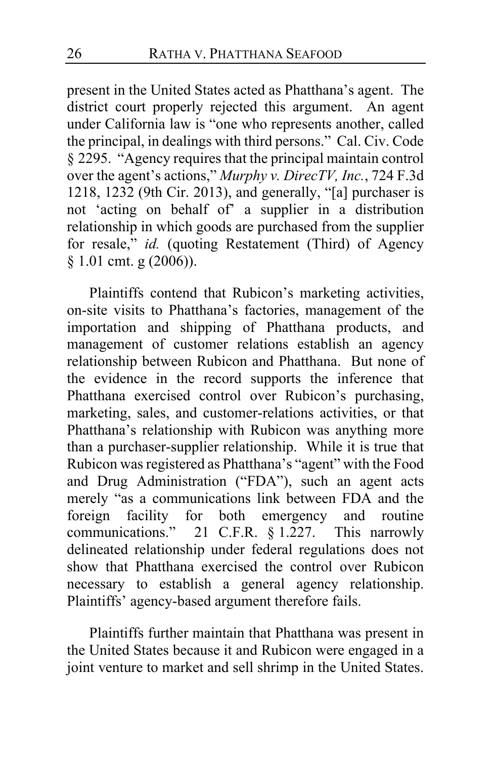present in the United States acted as Phatthana's agent. The district court properly rejected this argument. An agent under California law is "one who represents another, called the principal, in dealings with third persons." Cal. Civ. Code § 2295. "Agency requires that the principal maintain control over the agent's actions," *Murphy v. DirecTV, Inc.*, 724 F.3d 1218, 1232 (9th Cir. 2013), and generally, "[a] purchaser is not 'acting on behalf of' a supplier in a distribution relationship in which goods are purchased from the supplier for resale," *id.* (quoting Restatement (Third) of Agency § 1.01 cmt. g (2006)).

Plaintiffs contend that Rubicon's marketing activities, on-site visits to Phatthana's factories, management of the importation and shipping of Phatthana products, and management of customer relations establish an agency relationship between Rubicon and Phatthana. But none of the evidence in the record supports the inference that Phatthana exercised control over Rubicon's purchasing, marketing, sales, and customer-relations activities, or that Phatthana's relationship with Rubicon was anything more than a purchaser-supplier relationship. While it is true that Rubicon was registered as Phatthana's "agent" with the Food and Drug Administration ("FDA"), such an agent acts merely "as a communications link between FDA and the foreign facility for both emergency and routine communications." 21 C.F.R. § 1.227. This narrowly delineated relationship under federal regulations does not show that Phatthana exercised the control over Rubicon necessary to establish a general agency relationship. Plaintiffs' agency-based argument therefore fails.

Plaintiffs further maintain that Phatthana was present in the United States because it and Rubicon were engaged in a joint venture to market and sell shrimp in the United States.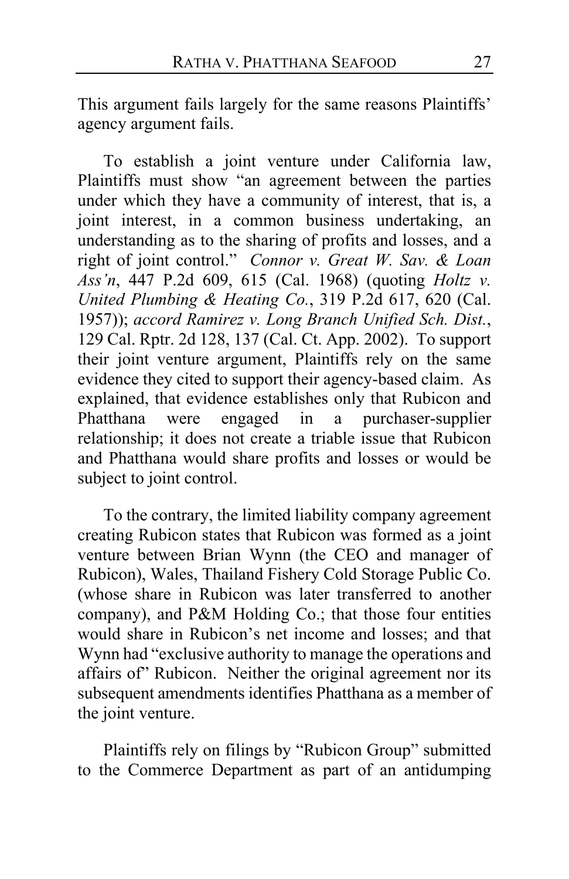This argument fails largely for the same reasons Plaintiffs' agency argument fails.

To establish a joint venture under California law, Plaintiffs must show "an agreement between the parties under which they have a community of interest, that is, a joint interest, in a common business undertaking, an understanding as to the sharing of profits and losses, and a right of joint control." *Connor v. Great W. Sav. & Loan Ass'n*, 447 P.2d 609, 615 (Cal. 1968) (quoting *Holtz v. United Plumbing & Heating Co.*, 319 P.2d 617, 620 (Cal. 1957)); *accord Ramirez v. Long Branch Unified Sch. Dist.*, 129 Cal. Rptr. 2d 128, 137 (Cal. Ct. App. 2002). To support their joint venture argument, Plaintiffs rely on the same evidence they cited to support their agency-based claim. As explained, that evidence establishes only that Rubicon and Phatthana were engaged in a purchaser-supplier relationship; it does not create a triable issue that Rubicon and Phatthana would share profits and losses or would be subject to joint control.

To the contrary, the limited liability company agreement creating Rubicon states that Rubicon was formed as a joint venture between Brian Wynn (the CEO and manager of Rubicon), Wales, Thailand Fishery Cold Storage Public Co. (whose share in Rubicon was later transferred to another company), and P&M Holding Co.; that those four entities would share in Rubicon's net income and losses; and that Wynn had "exclusive authority to manage the operations and affairs of" Rubicon. Neither the original agreement nor its subsequent amendments identifies Phatthana as a member of the joint venture.

Plaintiffs rely on filings by "Rubicon Group" submitted to the Commerce Department as part of an antidumping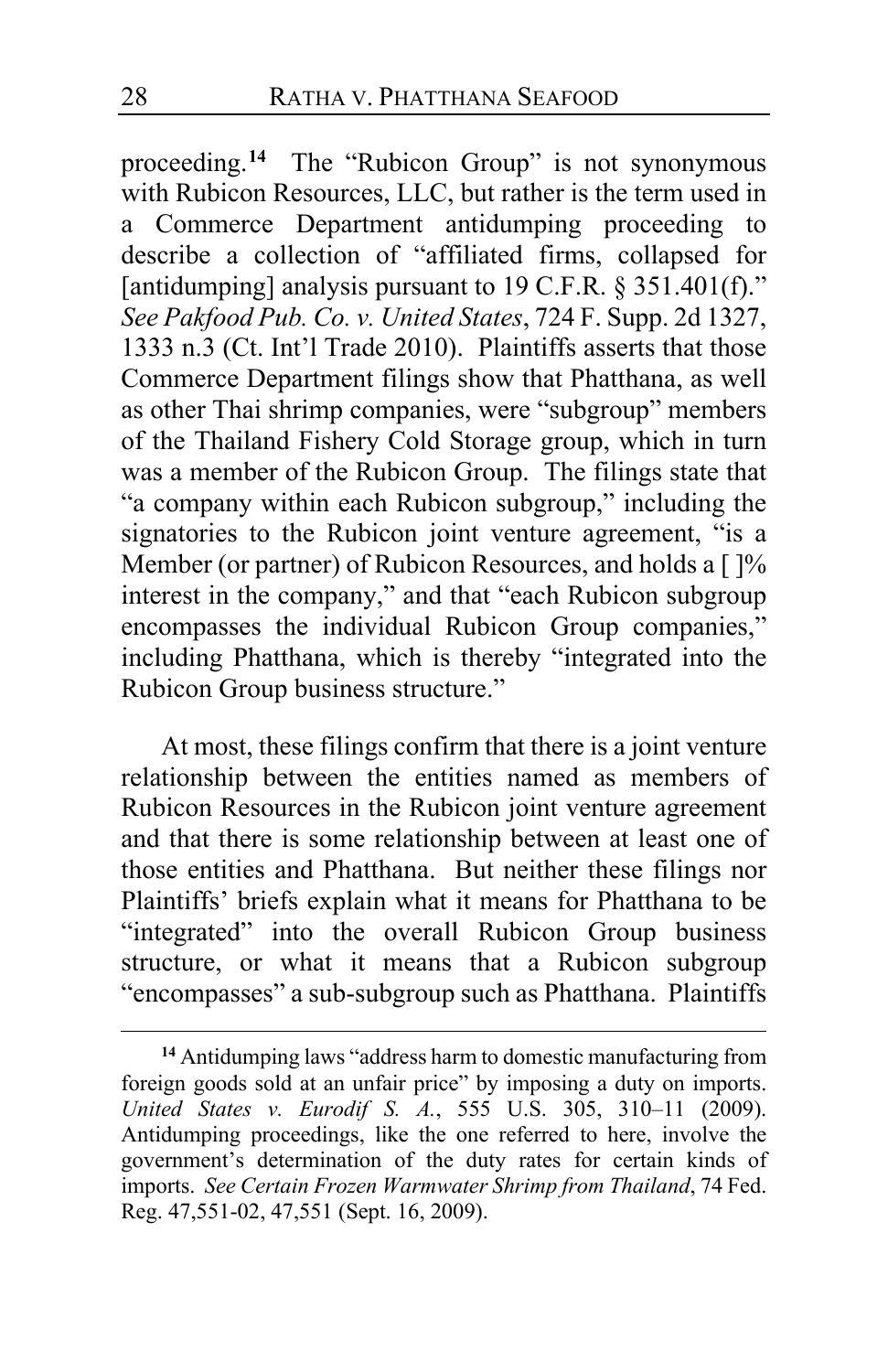proceeding.[14] The "Rubicon Group" is not synonymous with Rubicon Resources, LLC, but rather is the term used in a Commerce Department antidumping proceeding to describe a collection of "affiliated firms, collapsed for [antidumping] analysis pursuant to 19 C.F.R. § 351.401(f)." *See Pakfood Pub. Co. v. United States*, 724 F. Supp. 2d 1327, 1333 n.3 (Ct. Int'l Trade 2010). Plaintiffs asserts that those Commerce Department filings show that Phatthana, as well as other Thai shrimp companies, were "subgroup" members of the Thailand Fishery Cold Storage group, which in turn was a member of the Rubicon Group. The filings state that "a company within each Rubicon subgroup," including the signatories to the Rubicon joint venture agreement, "is a Member (or partner) of Rubicon Resources, and holds a [ ]% interest in the company," and that "each Rubicon subgroup encompasses the individual Rubicon Group companies," including Phatthana, which is thereby "integrated into the Rubicon Group business structure."

At most, these filings confirm that there is a joint venture relationship between the entities named as members of Rubicon Resources in the Rubicon joint venture agreement and that there is some relationship between at least one of those entities and Phatthana. But neither these filings nor Plaintiffs' briefs explain what it means for Phatthana to be "integrated" into the overall Rubicon Group business structure, or what it means that a Rubicon subgroup "encompasses" a sub-subgroup such as Phatthana. Plaintiffs

---

[14] Antidumping laws "address harm to domestic manufacturing from foreign goods sold at an unfair price" by imposing a duty on imports. *United States v. Eurodif S. A.*, 555 U.S. 305, 310–11 (2009). Antidumping proceedings, like the one referred to here, involve the government's determination of the duty rates for certain kinds of imports. *See Certain Frozen Warmwater Shrimp from Thailand*, 74 Fed. Reg. 47,551-02, 47,551 (Sept. 16, 2009).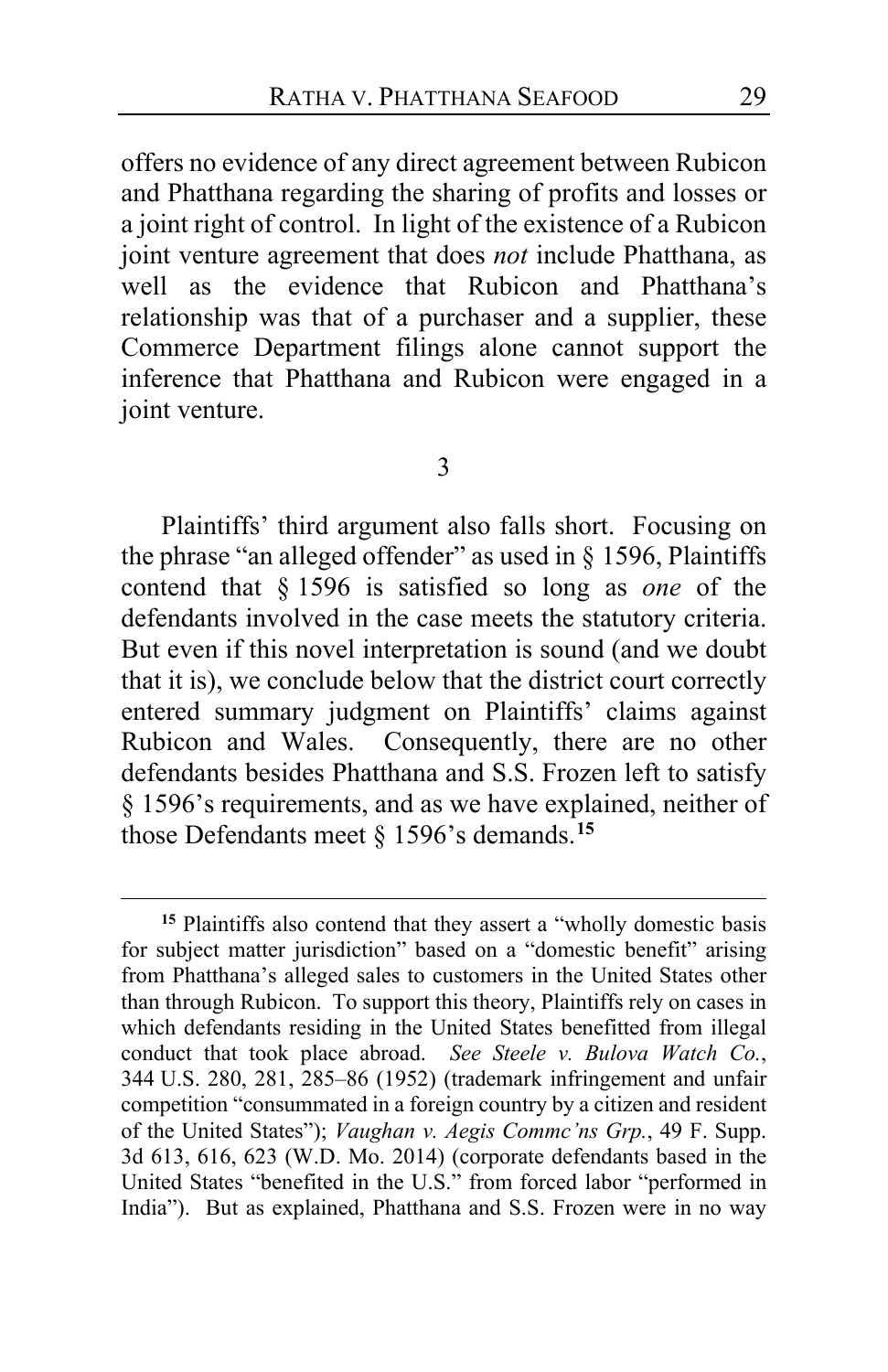offers no evidence of any direct agreement between Rubicon and Phatthana regarding the sharing of profits and losses or a joint right of control. In light of the existence of a Rubicon joint venture agreement that does *not* include Phatthana, as well as the evidence that Rubicon and Phatthana's relationship was that of a purchaser and a supplier, these Commerce Department filings alone cannot support the inference that Phatthana and Rubicon were engaged in a joint venture.

3

Plaintiffs' third argument also falls short. Focusing on the phrase "an alleged offender" as used in § 1596, Plaintiffs contend that § 1596 is satisfied so long as *one* of the defendants involved in the case meets the statutory criteria. But even if this novel interpretation is sound (and we doubt that it is), we conclude below that the district court correctly entered summary judgment on Plaintiffs' claims against Rubicon and Wales. Consequently, there are no other defendants besides Phatthana and S.S. Frozen left to satisfy § 1596's requirements, and as we have explained, neither of those Defendants meet § 1596's demands.[15]

[15] Plaintiffs also contend that they assert a "wholly domestic basis for subject matter jurisdiction" based on a "domestic benefit" arising from Phatthana's alleged sales to customers in the United States other than through Rubicon. To support this theory, Plaintiffs rely on cases in which defendants residing in the United States benefitted from illegal conduct that took place abroad. *See Steele v. Bulova Watch Co.*, 344 U.S. 280, 281, 285–86 (1952) (trademark infringement and unfair competition "consummated in a foreign country by a citizen and resident of the United States"); *Vaughan v. Aegis Commc'ns Grp.*, 49 F. Supp. 3d 613, 616, 623 (W.D. Mo. 2014) (corporate defendants based in the United States "benefited in the U.S." from forced labor "performed in India"). But as explained, Phatthana and S.S. Frozen were in no way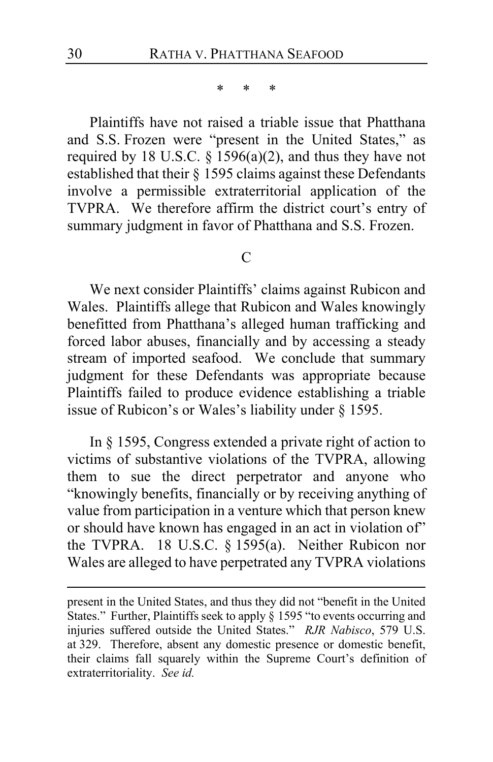\* \* \*

Plaintiffs have not raised a triable issue that Phatthana and S.S. Frozen were "present in the United States," as required by 18 U.S.C. § 1596(a)(2), and thus they have not established that their § 1595 claims against these Defendants involve a permissible extraterritorial application of the TVPRA. We therefore affirm the district court's entry of summary judgment in favor of Phatthana and S.S. Frozen.

C

We next consider Plaintiffs' claims against Rubicon and Wales. Plaintiffs allege that Rubicon and Wales knowingly benefitted from Phatthana's alleged human trafficking and forced labor abuses, financially and by accessing a steady stream of imported seafood. We conclude that summary judgment for these Defendants was appropriate because Plaintiffs failed to produce evidence establishing a triable issue of Rubicon's or Wales's liability under § 1595.

In § 1595, Congress extended a private right of action to victims of substantive violations of the TVPRA, allowing them to sue the direct perpetrator and anyone who "knowingly benefits, financially or by receiving anything of value from participation in a venture which that person knew or should have known has engaged in an act in violation of" the TVPRA. 18 U.S.C. § 1595(a). Neither Rubicon nor Wales are alleged to have perpetrated any TVPRA violations

---

present in the United States, and thus they did not "benefit in the United States." Further, Plaintiffs seek to apply § 1595 "to events occurring and injuries suffered outside the United States." *RJR Nabisco*, 579 U.S. at 329. Therefore, absent any domestic presence or domestic benefit, their claims fall squarely within the Supreme Court's definition of extraterritoriality. *See id.*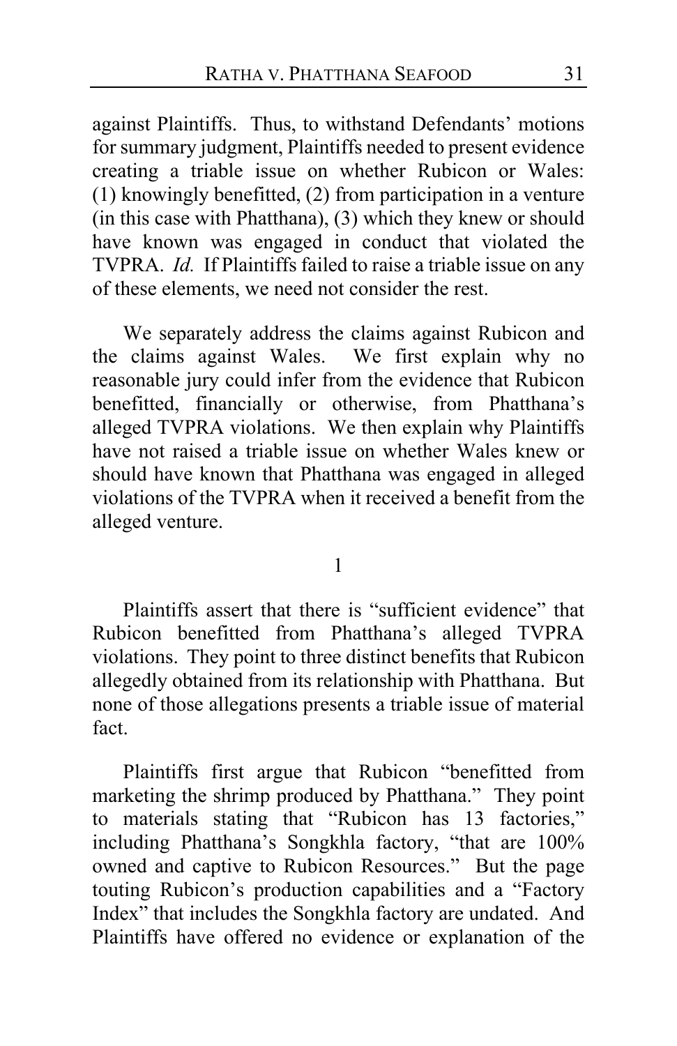against Plaintiffs. Thus, to withstand Defendants' motions for summary judgment, Plaintiffs needed to present evidence creating a triable issue on whether Rubicon or Wales: (1) knowingly benefitted, (2) from participation in a venture (in this case with Phatthana), (3) which they knew or should have known was engaged in conduct that violated the TVPRA. *Id.* If Plaintiffs failed to raise a triable issue on any of these elements, we need not consider the rest.

We separately address the claims against Rubicon and the claims against Wales. We first explain why no reasonable jury could infer from the evidence that Rubicon benefitted, financially or otherwise, from Phatthana's alleged TVPRA violations. We then explain why Plaintiffs have not raised a triable issue on whether Wales knew or should have known that Phatthana was engaged in alleged violations of the TVPRA when it received a benefit from the alleged venture.

1

Plaintiffs assert that there is "sufficient evidence" that Rubicon benefitted from Phatthana's alleged TVPRA violations. They point to three distinct benefits that Rubicon allegedly obtained from its relationship with Phatthana. But none of those allegations presents a triable issue of material fact.

Plaintiffs first argue that Rubicon "benefitted from marketing the shrimp produced by Phatthana." They point to materials stating that "Rubicon has 13 factories," including Phatthana's Songkhla factory, "that are 100% owned and captive to Rubicon Resources." But the page touting Rubicon's production capabilities and a "Factory Index" that includes the Songkhla factory are undated. And Plaintiffs have offered no evidence or explanation of the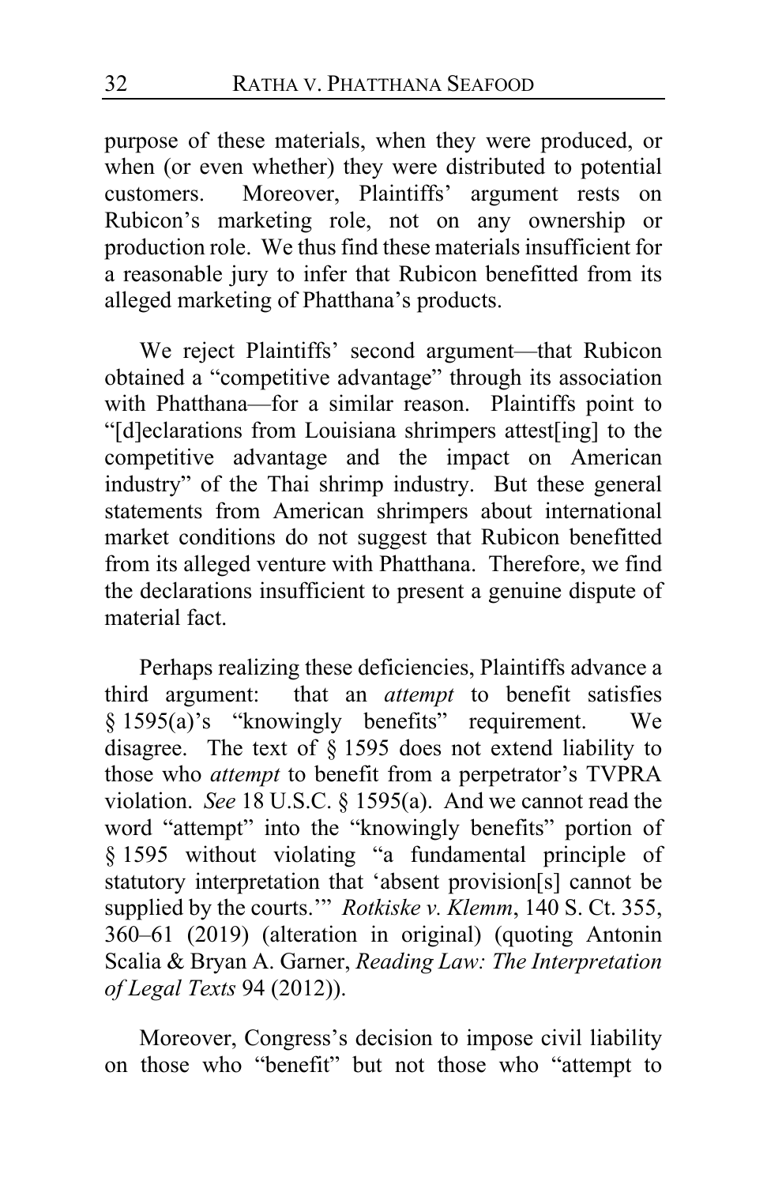purpose of these materials, when they were produced, or when (or even whether) they were distributed to potential customers. Moreover, Plaintiffs' argument rests on Rubicon's marketing role, not on any ownership or production role. We thus find these materials insufficient for a reasonable jury to infer that Rubicon benefitted from its alleged marketing of Phatthana's products.

We reject Plaintiffs' second argument—that Rubicon obtained a "competitive advantage" through its association with Phatthana—for a similar reason. Plaintiffs point to "[d]eclarations from Louisiana shrimpers attest[ing] to the competitive advantage and the impact on American industry" of the Thai shrimp industry. But these general statements from American shrimpers about international market conditions do not suggest that Rubicon benefitted from its alleged venture with Phatthana. Therefore, we find the declarations insufficient to present a genuine dispute of material fact.

Perhaps realizing these deficiencies, Plaintiffs advance a third argument: that an *attempt* to benefit satisfies § 1595(a)'s "knowingly benefits" requirement. We disagree. The text of § 1595 does not extend liability to those who *attempt* to benefit from a perpetrator's TVPRA violation. *See* 18 U.S.C. § 1595(a). And we cannot read the word "attempt" into the "knowingly benefits" portion of § 1595 without violating "a fundamental principle of statutory interpretation that 'absent provision[s] cannot be supplied by the courts.'" *Rotkiske v. Klemm*, 140 S. Ct. 355, 360–61 (2019) (alteration in original) (quoting Antonin Scalia & Bryan A. Garner, *Reading Law: The Interpretation of Legal Texts* 94 (2012)).

Moreover, Congress's decision to impose civil liability on those who "benefit" but not those who "attempt to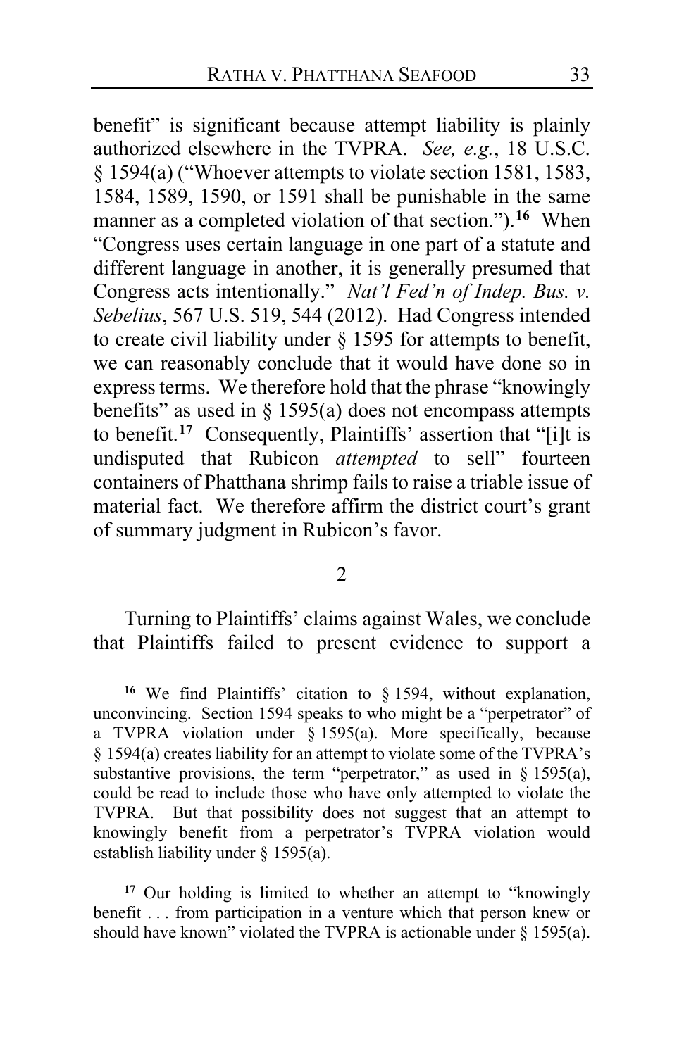benefit" is significant because attempt liability is plainly authorized elsewhere in the TVPRA. *See, e.g.*, 18 U.S.C. § 1594(a) ("Whoever attempts to violate section 1581, 1583, 1584, 1589, 1590, or 1591 shall be punishable in the same manner as a completed violation of that section.").[16] When "Congress uses certain language in one part of a statute and different language in another, it is generally presumed that Congress acts intentionally." *Nat'l Fed'n of Indep. Bus. v. Sebelius*, 567 U.S. 519, 544 (2012). Had Congress intended to create civil liability under § 1595 for attempts to benefit, we can reasonably conclude that it would have done so in express terms. We therefore hold that the phrase "knowingly benefits" as used in § 1595(a) does not encompass attempts to benefit.[17] Consequently, Plaintiffs' assertion that "[i]t is undisputed that Rubicon *attempted* to sell" fourteen containers of Phatthana shrimp fails to raise a triable issue of material fact. We therefore affirm the district court's grant of summary judgment in Rubicon's favor.

2

Turning to Plaintiffs' claims against Wales, we conclude that Plaintiffs failed to present evidence to support a

---

[16] We find Plaintiffs' citation to § 1594, without explanation, unconvincing. Section 1594 speaks to who might be a "perpetrator" of a TVPRA violation under § 1595(a). More specifically, because § 1594(a) creates liability for an attempt to violate some of the TVPRA's substantive provisions, the term "perpetrator," as used in § 1595(a), could be read to include those who have only attempted to violate the TVPRA. But that possibility does not suggest that an attempt to knowingly benefit from a perpetrator's TVPRA violation would establish liability under § 1595(a).

[17] Our holding is limited to whether an attempt to "knowingly benefit . . . from participation in a venture which that person knew or should have known" violated the TVPRA is actionable under § 1595(a).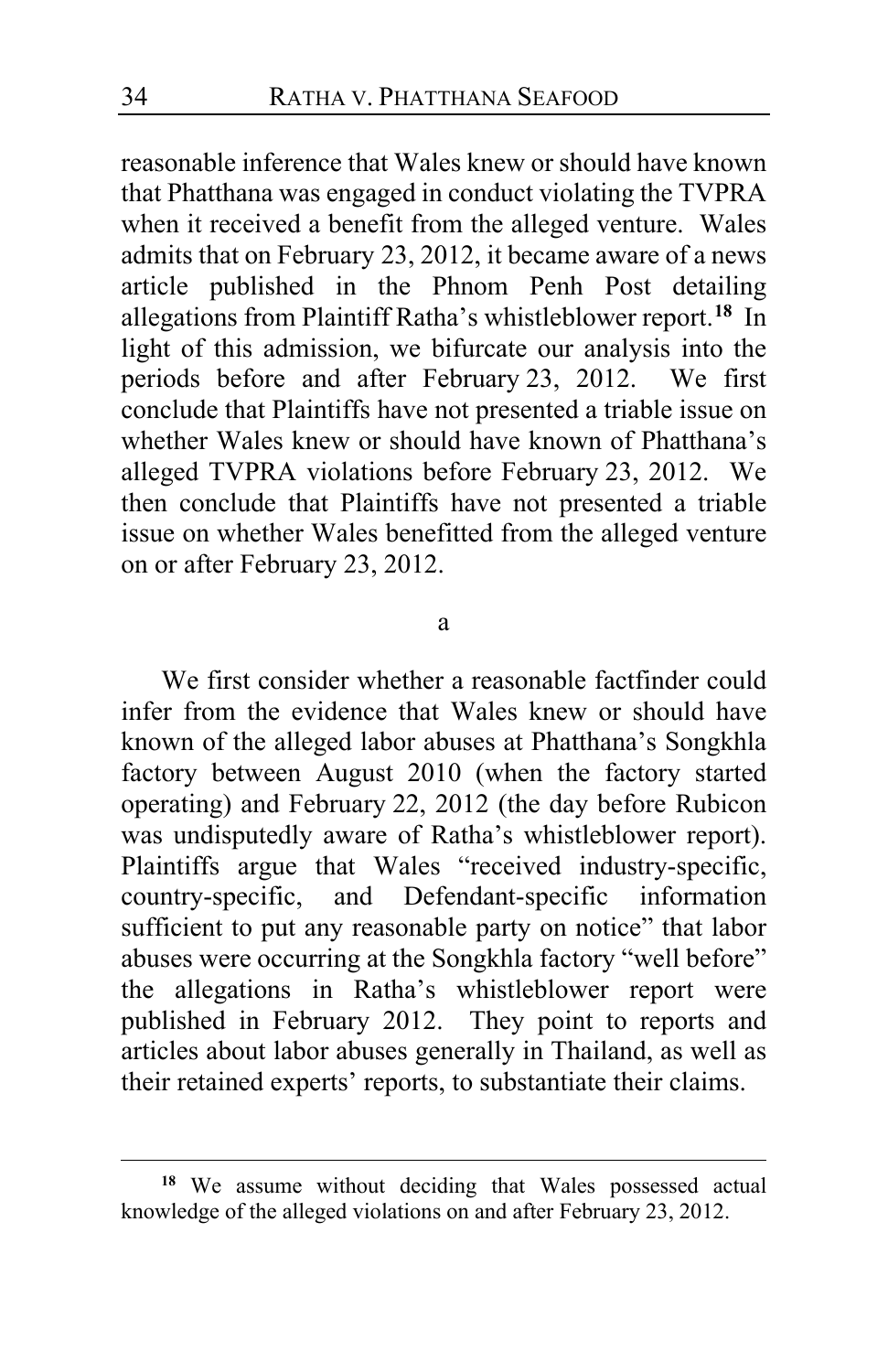reasonable inference that Wales knew or should have known that Phatthana was engaged in conduct violating the TVPRA when it received a benefit from the alleged venture. Wales admits that on February 23, 2012, it became aware of a news article published in the Phnom Penh Post detailing allegations from Plaintiff Ratha's whistleblower report.[18] In light of this admission, we bifurcate our analysis into the periods before and after February 23, 2012. We first conclude that Plaintiffs have not presented a triable issue on whether Wales knew or should have known of Phatthana's alleged TVPRA violations before February 23, 2012. We then conclude that Plaintiffs have not presented a triable issue on whether Wales benefitted from the alleged venture on or after February 23, 2012.

a

We first consider whether a reasonable factfinder could infer from the evidence that Wales knew or should have known of the alleged labor abuses at Phatthana's Songkhla factory between August 2010 (when the factory started operating) and February 22, 2012 (the day before Rubicon was undisputedly aware of Ratha's whistleblower report). Plaintiffs argue that Wales "received industry-specific, country-specific, and Defendant-specific information sufficient to put any reasonable party on notice" that labor abuses were occurring at the Songkhla factory "well before" the allegations in Ratha's whistleblower report were published in February 2012. They point to reports and articles about labor abuses generally in Thailand, as well as their retained experts' reports, to substantiate their claims.

[18] We assume without deciding that Wales possessed actual knowledge of the alleged violations on and after February 23, 2012.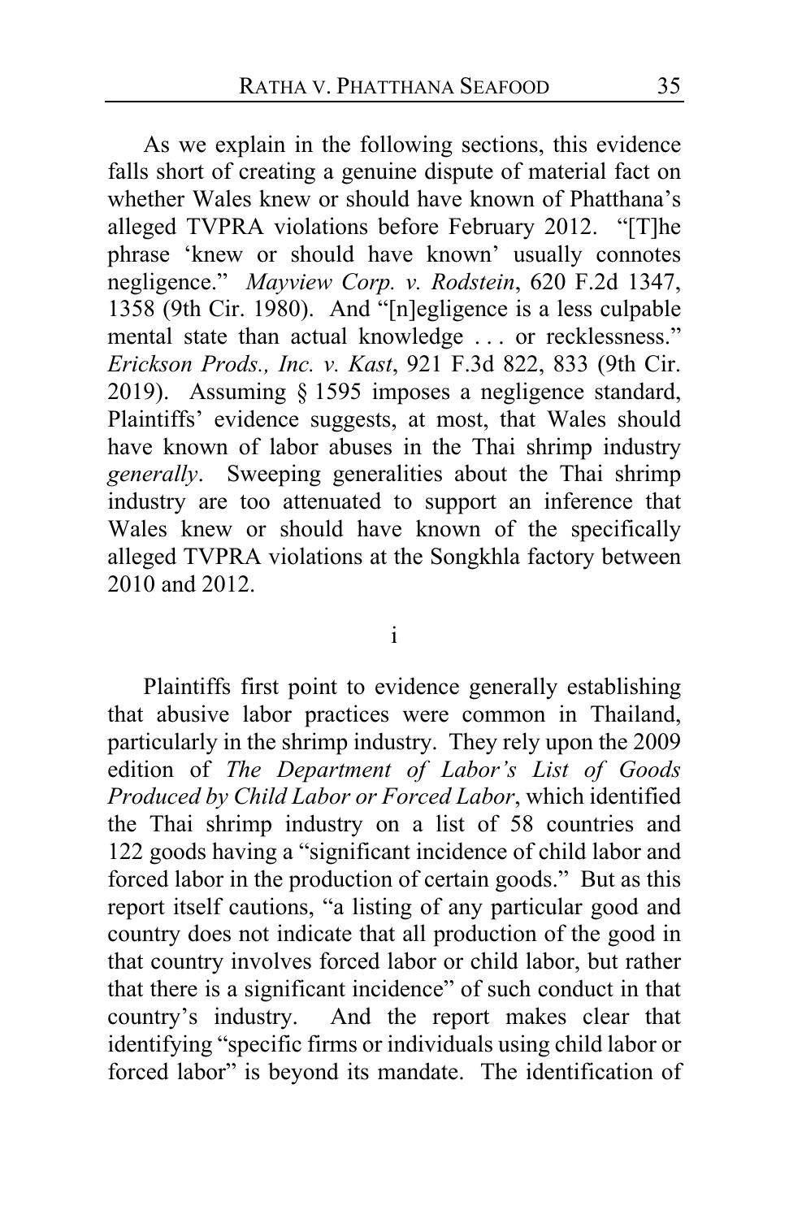As we explain in the following sections, this evidence falls short of creating a genuine dispute of material fact on whether Wales knew or should have known of Phatthana's alleged TVPRA violations before February 2012. "[T]he phrase 'knew or should have known' usually connotes negligence." *Mayview Corp. v. Rodstein*, 620 F.2d 1347, 1358 (9th Cir. 1980). And "[n]egligence is a less culpable mental state than actual knowledge . . . or recklessness." *Erickson Prods., Inc. v. Kast*, 921 F.3d 822, 833 (9th Cir. 2019). Assuming § 1595 imposes a negligence standard, Plaintiffs' evidence suggests, at most, that Wales should have known of labor abuses in the Thai shrimp industry *generally*. Sweeping generalities about the Thai shrimp industry are too attenuated to support an inference that Wales knew or should have known of the specifically alleged TVPRA violations at the Songkhla factory between 2010 and 2012.

i

Plaintiffs first point to evidence generally establishing that abusive labor practices were common in Thailand, particularly in the shrimp industry. They rely upon the 2009 edition of *The Department of Labor's List of Goods Produced by Child Labor or Forced Labor*, which identified the Thai shrimp industry on a list of 58 countries and 122 goods having a "significant incidence of child labor and forced labor in the production of certain goods." But as this report itself cautions, "a listing of any particular good and country does not indicate that all production of the good in that country involves forced labor or child labor, but rather that there is a significant incidence" of such conduct in that country's industry. And the report makes clear that identifying "specific firms or individuals using child labor or forced labor" is beyond its mandate. The identification of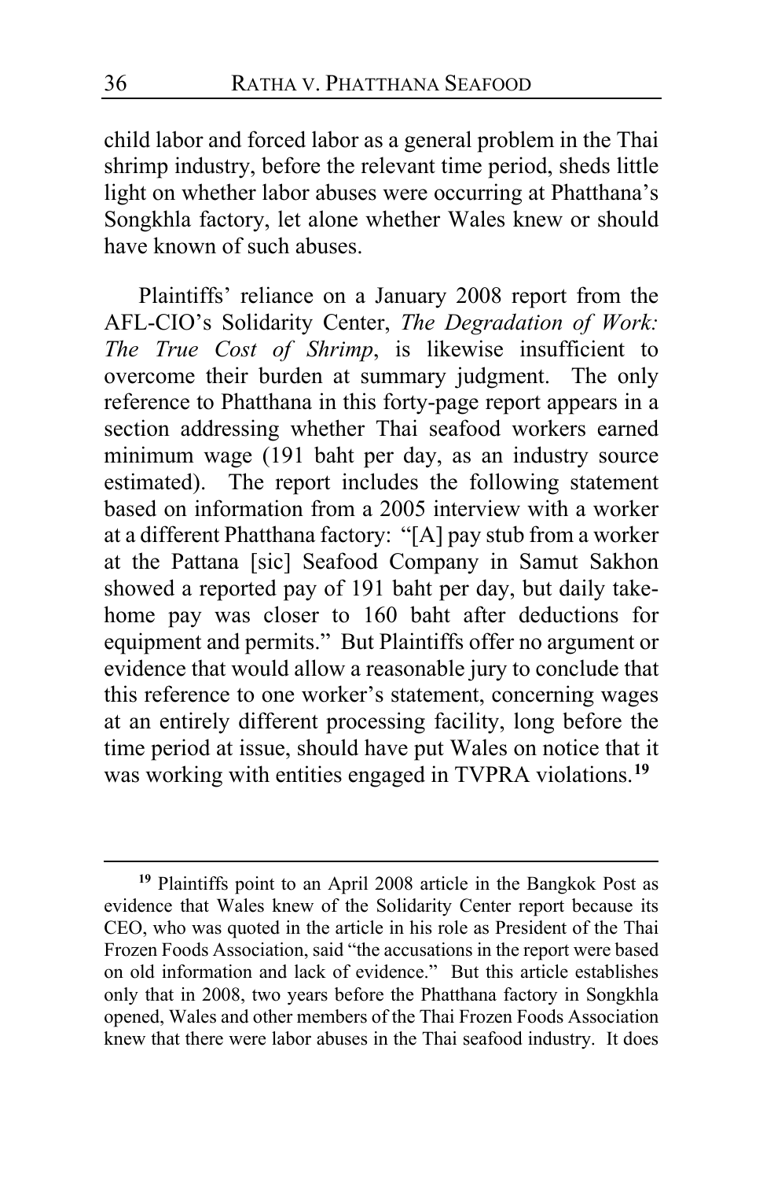child labor and forced labor as a general problem in the Thai shrimp industry, before the relevant time period, sheds little light on whether labor abuses were occurring at Phatthana's Songkhla factory, let alone whether Wales knew or should have known of such abuses.

Plaintiffs' reliance on a January 2008 report from the AFL-CIO's Solidarity Center, *The Degradation of Work: The True Cost of Shrimp*, is likewise insufficient to overcome their burden at summary judgment. The only reference to Phatthana in this forty-page report appears in a section addressing whether Thai seafood workers earned minimum wage (191 baht per day, as an industry source estimated). The report includes the following statement based on information from a 2005 interview with a worker at a different Phatthana factory: "[A] pay stub from a worker at the Pattana [sic] Seafood Company in Samut Sakhon showed a reported pay of 191 baht per day, but daily take-home pay was closer to 160 baht after deductions for equipment and permits." But Plaintiffs offer no argument or evidence that would allow a reasonable jury to conclude that this reference to one worker's statement, concerning wages at an entirely different processing facility, long before the time period at issue, should have put Wales on notice that it was working with entities engaged in TVPRA violations.[19]

[19] Plaintiffs point to an April 2008 article in the Bangkok Post as evidence that Wales knew of the Solidarity Center report because its CEO, who was quoted in the article in his role as President of the Thai Frozen Foods Association, said "the accusations in the report were based on old information and lack of evidence." But this article establishes only that in 2008, two years before the Phatthana factory in Songkhla opened, Wales and other members of the Thai Frozen Foods Association knew that there were labor abuses in the Thai seafood industry. It does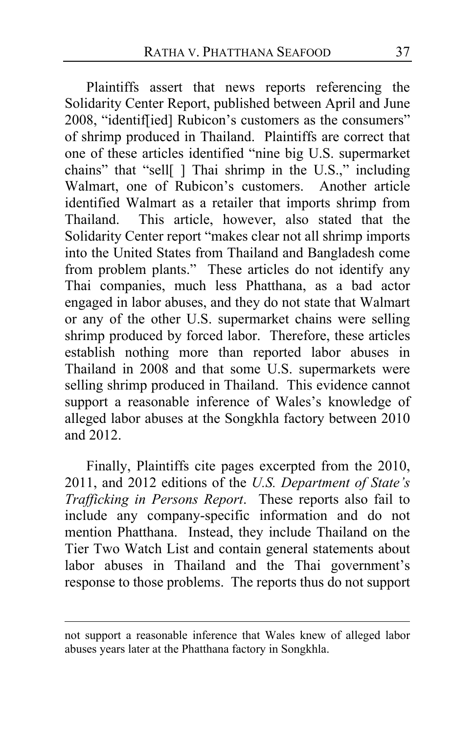Plaintiffs assert that news reports referencing the Solidarity Center Report, published between April and June 2008, "identif[ied] Rubicon's customers as the consumers" of shrimp produced in Thailand. Plaintiffs are correct that one of these articles identified "nine big U.S. supermarket chains" that "sell[ ] Thai shrimp in the U.S.," including Walmart, one of Rubicon's customers. Another article identified Walmart as a retailer that imports shrimp from Thailand. This article, however, also stated that the Solidarity Center report "makes clear not all shrimp imports into the United States from Thailand and Bangladesh come from problem plants." These articles do not identify any Thai companies, much less Phatthana, as a bad actor engaged in labor abuses, and they do not state that Walmart or any of the other U.S. supermarket chains were selling shrimp produced by forced labor. Therefore, these articles establish nothing more than reported labor abuses in Thailand in 2008 and that some U.S. supermarkets were selling shrimp produced in Thailand. This evidence cannot support a reasonable inference of Wales's knowledge of alleged labor abuses at the Songkhla factory between 2010 and 2012.

Finally, Plaintiffs cite pages excerpted from the 2010, 2011, and 2012 editions of the *U.S. Department of State's Trafficking in Persons Report*. These reports also fail to include any company-specific information and do not mention Phatthana. Instead, they include Thailand on the Tier Two Watch List and contain general statements about labor abuses in Thailand and the Thai government's response to those problems. The reports thus do not support

---

not support a reasonable inference that Wales knew of alleged labor abuses years later at the Phatthana factory in Songkhla.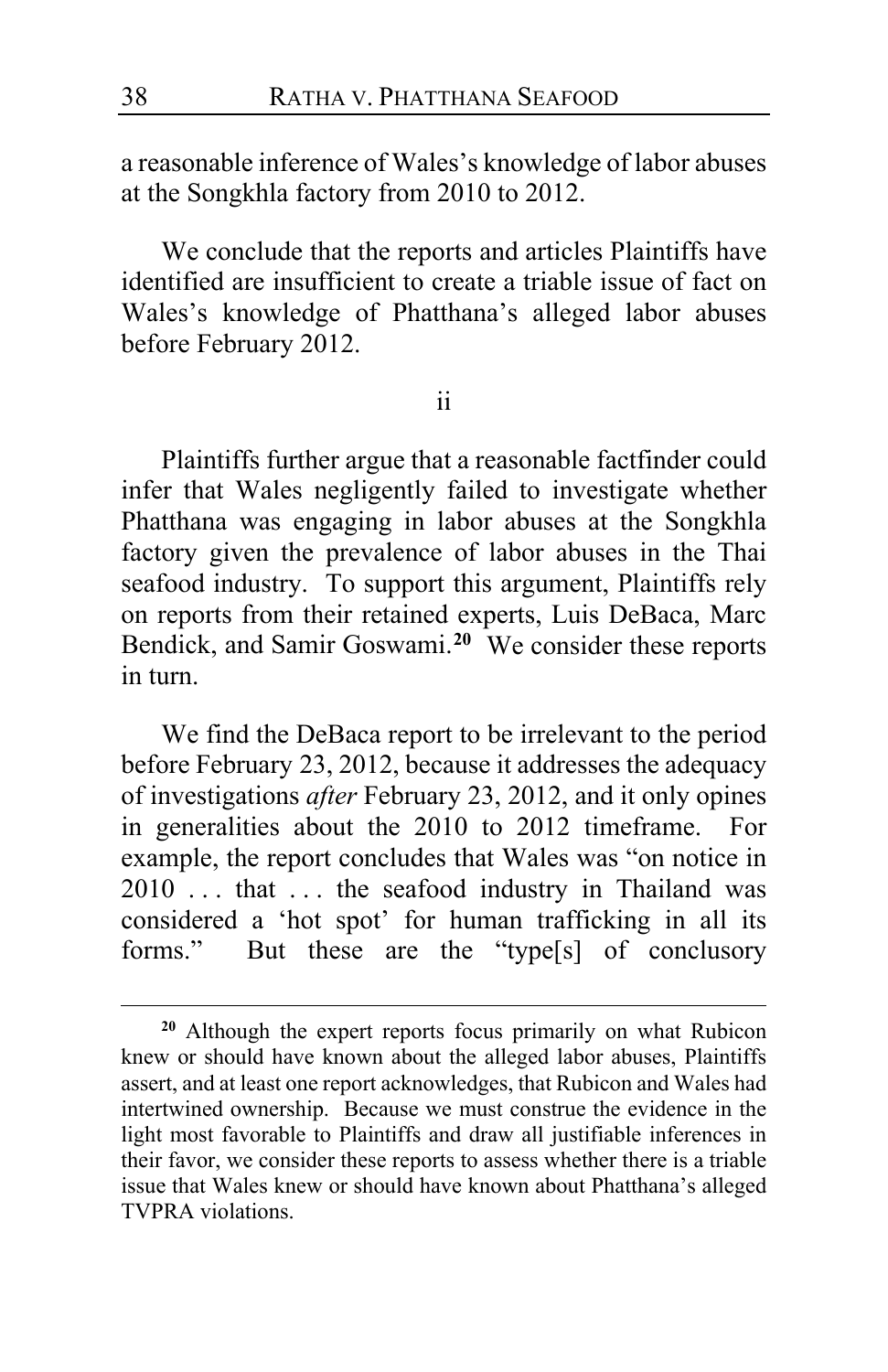a reasonable inference of Wales's knowledge of labor abuses at the Songkhla factory from 2010 to 2012.

We conclude that the reports and articles Plaintiffs have identified are insufficient to create a triable issue of fact on Wales's knowledge of Phatthana's alleged labor abuses before February 2012.

ii

Plaintiffs further argue that a reasonable factfinder could infer that Wales negligently failed to investigate whether Phatthana was engaging in labor abuses at the Songkhla factory given the prevalence of labor abuses in the Thai seafood industry. To support this argument, Plaintiffs rely on reports from their retained experts, Luis DeBaca, Marc Bendick, and Samir Goswami.[20] We consider these reports in turn.

We find the DeBaca report to be irrelevant to the period before February 23, 2012, because it addresses the adequacy of investigations *after* February 23, 2012, and it only opines in generalities about the 2010 to 2012 timeframe. For example, the report concludes that Wales was "on notice in 2010 . . . that . . . the seafood industry in Thailand was considered a 'hot spot' for human trafficking in all its forms." But these are the "type[s] of conclusory

---

[20] Although the expert reports focus primarily on what Rubicon knew or should have known about the alleged labor abuses, Plaintiffs assert, and at least one report acknowledges, that Rubicon and Wales had intertwined ownership. Because we must construe the evidence in the light most favorable to Plaintiffs and draw all justifiable inferences in their favor, we consider these reports to assess whether there is a triable issue that Wales knew or should have known about Phatthana's alleged TVPRA violations.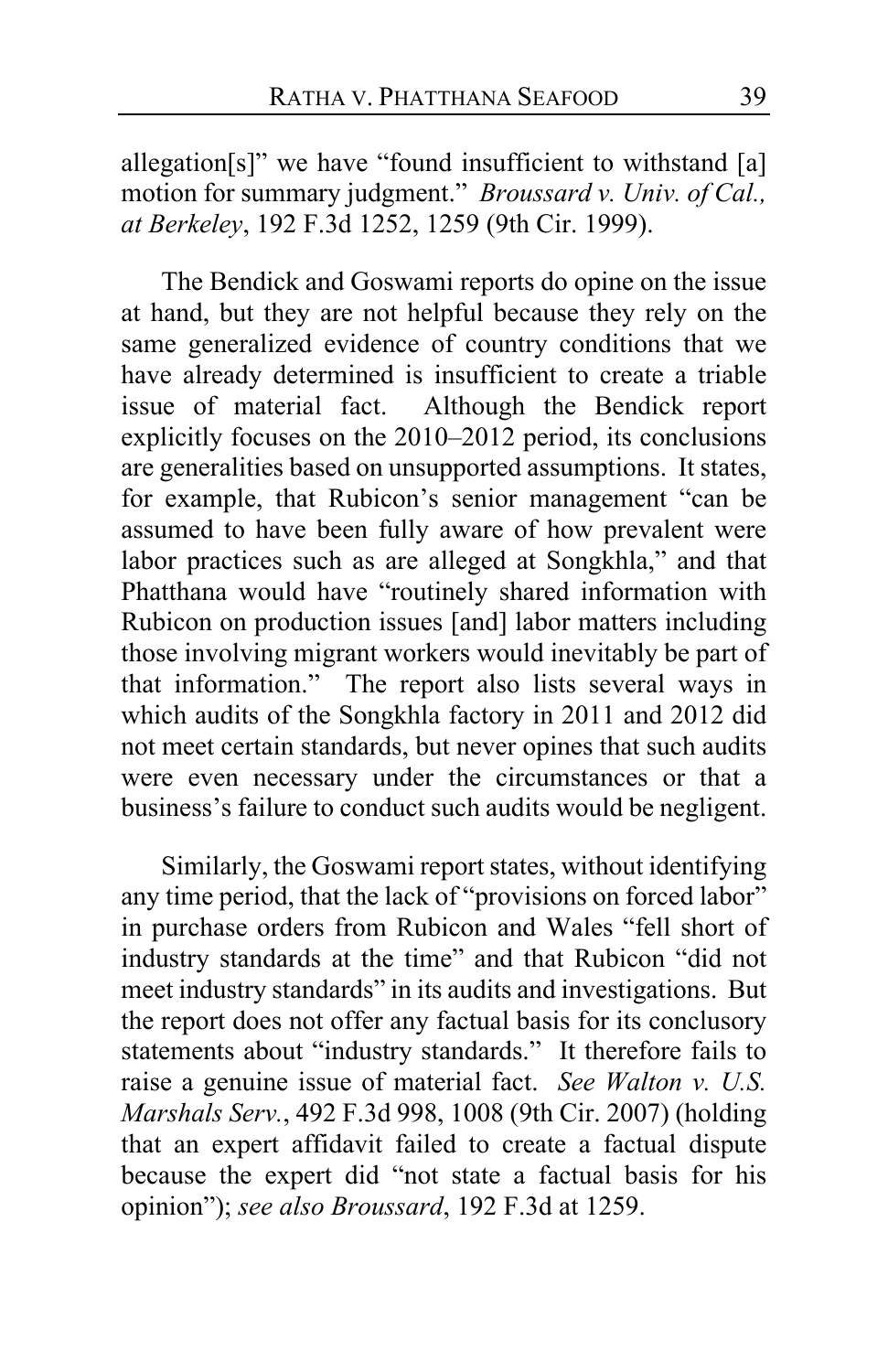allegation[s]" we have "found insufficient to withstand [a] motion for summary judgment." *Broussard v. Univ. of Cal., at Berkeley*, 192 F.3d 1252, 1259 (9th Cir. 1999).

The Bendick and Goswami reports do opine on the issue at hand, but they are not helpful because they rely on the same generalized evidence of country conditions that we have already determined is insufficient to create a triable issue of material fact. Although the Bendick report explicitly focuses on the 2010–2012 period, its conclusions are generalities based on unsupported assumptions. It states, for example, that Rubicon's senior management "can be assumed to have been fully aware of how prevalent were labor practices such as are alleged at Songkhla," and that Phatthana would have "routinely shared information with Rubicon on production issues [and] labor matters including those involving migrant workers would inevitably be part of that information." The report also lists several ways in which audits of the Songkhla factory in 2011 and 2012 did not meet certain standards, but never opines that such audits were even necessary under the circumstances or that a business's failure to conduct such audits would be negligent.

Similarly, the Goswami report states, without identifying any time period, that the lack of "provisions on forced labor" in purchase orders from Rubicon and Wales "fell short of industry standards at the time" and that Rubicon "did not meet industry standards" in its audits and investigations. But the report does not offer any factual basis for its conclusory statements about "industry standards." It therefore fails to raise a genuine issue of material fact. *See Walton v. U.S. Marshals Serv.*, 492 F.3d 998, 1008 (9th Cir. 2007) (holding that an expert affidavit failed to create a factual dispute because the expert did "not state a factual basis for his opinion"); *see also Broussard*, 192 F.3d at 1259.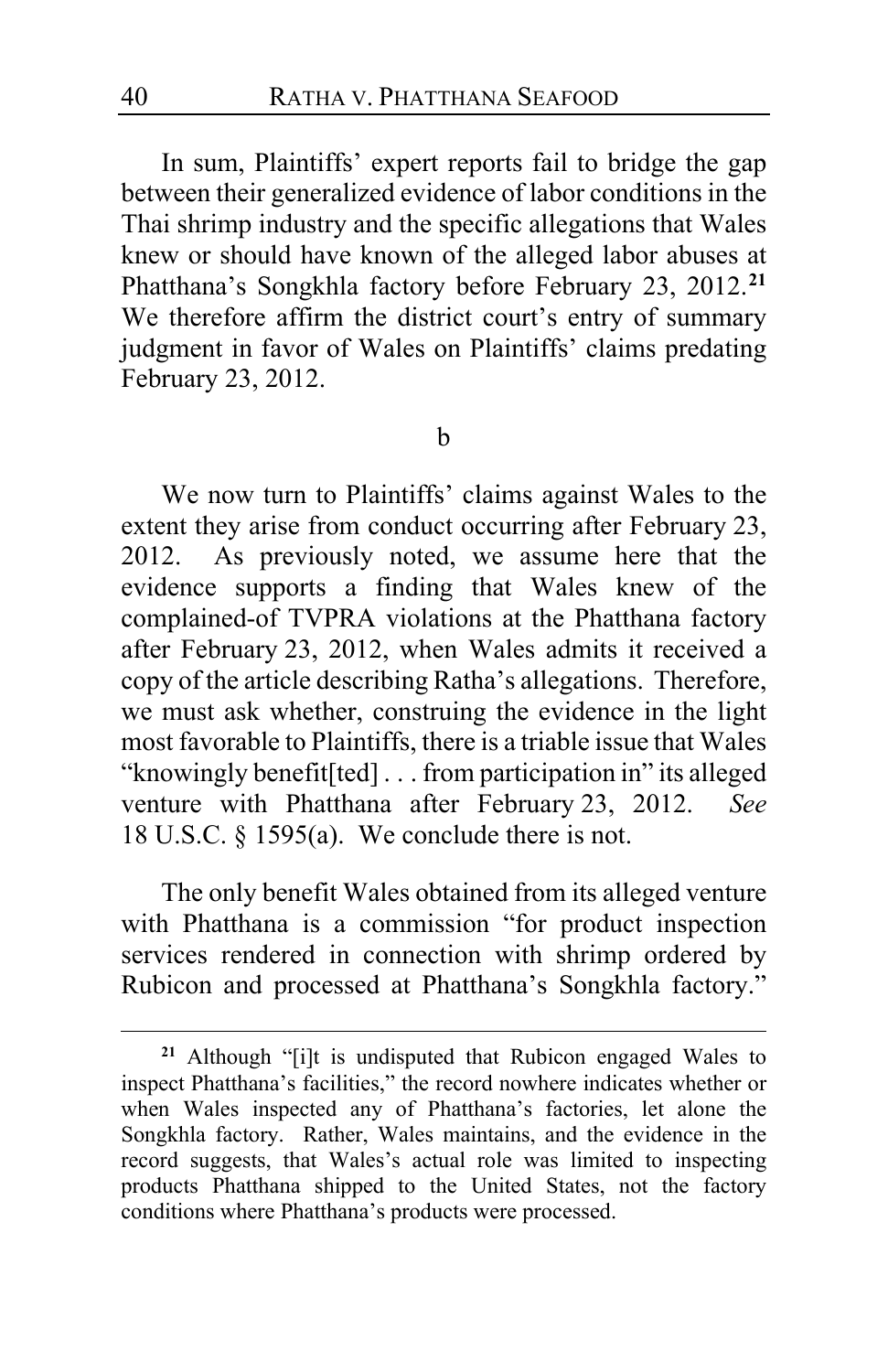In sum, Plaintiffs' expert reports fail to bridge the gap between their generalized evidence of labor conditions in the Thai shrimp industry and the specific allegations that Wales knew or should have known of the alleged labor abuses at Phatthana's Songkhla factory before February 23, 2012.[21] We therefore affirm the district court's entry of summary judgment in favor of Wales on Plaintiffs' claims predating February 23, 2012.

b

We now turn to Plaintiffs' claims against Wales to the extent they arise from conduct occurring after February 23, 2012. As previously noted, we assume here that the evidence supports a finding that Wales knew of the complained-of TVPRA violations at the Phatthana factory after February 23, 2012, when Wales admits it received a copy of the article describing Ratha's allegations. Therefore, we must ask whether, construing the evidence in the light most favorable to Plaintiffs, there is a triable issue that Wales "knowingly benefit[ted] . . . from participation in" its alleged venture with Phatthana after February 23, 2012. *See* 18 U.S.C. § 1595(a). We conclude there is not.

The only benefit Wales obtained from its alleged venture with Phatthana is a commission "for product inspection services rendered in connection with shrimp ordered by Rubicon and processed at Phatthana's Songkhla factory."

---

[21] Although "[i]t is undisputed that Rubicon engaged Wales to inspect Phatthana's facilities," the record nowhere indicates whether or when Wales inspected any of Phatthana's factories, let alone the Songkhla factory. Rather, Wales maintains, and the evidence in the record suggests, that Wales's actual role was limited to inspecting products Phatthana shipped to the United States, not the factory conditions where Phatthana's products were processed.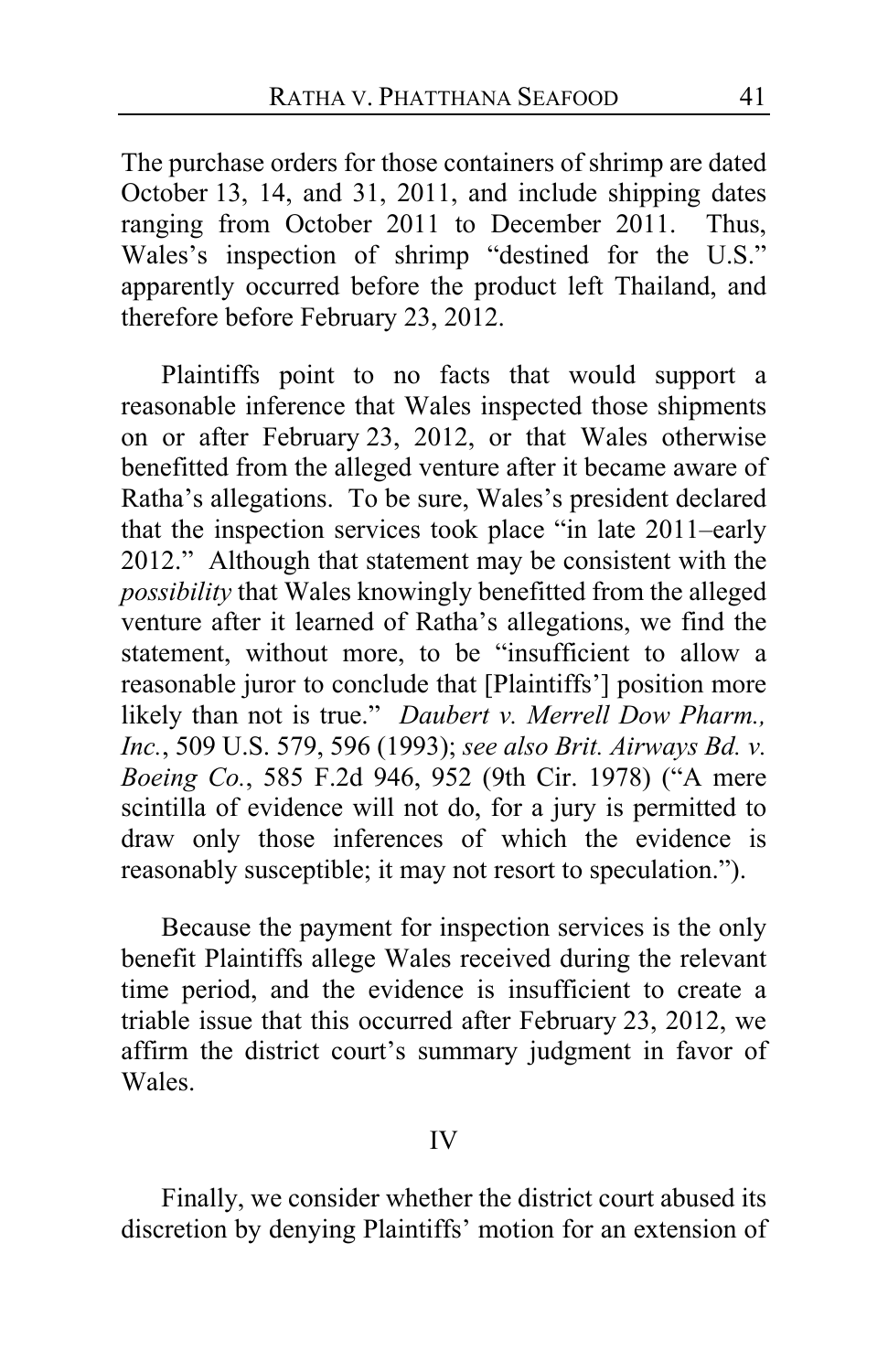The purchase orders for those containers of shrimp are dated October 13, 14, and 31, 2011, and include shipping dates ranging from October 2011 to December 2011. Thus, Wales's inspection of shrimp "destined for the U.S." apparently occurred before the product left Thailand, and therefore before February 23, 2012.

Plaintiffs point to no facts that would support a reasonable inference that Wales inspected those shipments on or after February 23, 2012, or that Wales otherwise benefitted from the alleged venture after it became aware of Ratha's allegations. To be sure, Wales's president declared that the inspection services took place "in late 2011–early 2012." Although that statement may be consistent with the *possibility* that Wales knowingly benefitted from the alleged venture after it learned of Ratha's allegations, we find the statement, without more, to be "insufficient to allow a reasonable juror to conclude that [Plaintiffs'] position more likely than not is true." *Daubert v. Merrell Dow Pharm., Inc.*, 509 U.S. 579, 596 (1993); *see also Brit. Airways Bd. v. Boeing Co.*, 585 F.2d 946, 952 (9th Cir. 1978) ("A mere scintilla of evidence will not do, for a jury is permitted to draw only those inferences of which the evidence is reasonably susceptible; it may not resort to speculation.").

Because the payment for inspection services is the only benefit Plaintiffs allege Wales received during the relevant time period, and the evidence is insufficient to create a triable issue that this occurred after February 23, 2012, we affirm the district court's summary judgment in favor of Wales.

## IV

Finally, we consider whether the district court abused its discretion by denying Plaintiffs' motion for an extension of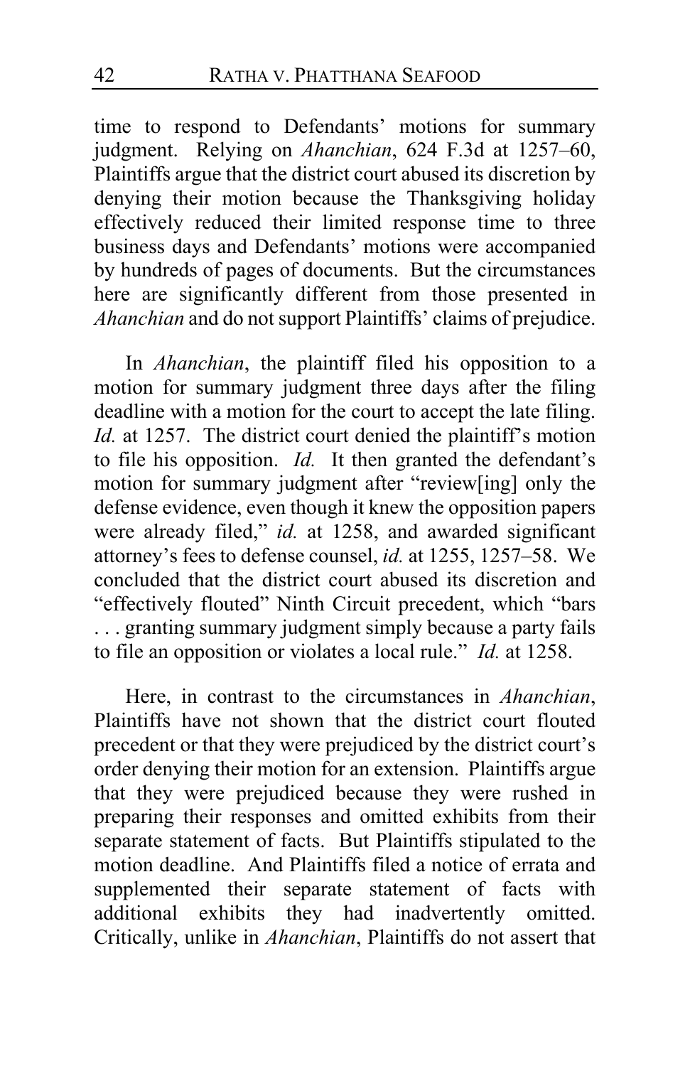time to respond to Defendants' motions for summary judgment. Relying on *Ahanchian*, 624 F.3d at 1257–60, Plaintiffs argue that the district court abused its discretion by denying their motion because the Thanksgiving holiday effectively reduced their limited response time to three business days and Defendants' motions were accompanied by hundreds of pages of documents. But the circumstances here are significantly different from those presented in *Ahanchian* and do not support Plaintiffs' claims of prejudice.

In *Ahanchian*, the plaintiff filed his opposition to a motion for summary judgment three days after the filing deadline with a motion for the court to accept the late filing. *Id.* at 1257. The district court denied the plaintiff's motion to file his opposition. *Id.* It then granted the defendant's motion for summary judgment after "review[ing] only the defense evidence, even though it knew the opposition papers were already filed," *id.* at 1258, and awarded significant attorney's fees to defense counsel, *id.* at 1255, 1257–58. We concluded that the district court abused its discretion and "effectively flouted" Ninth Circuit precedent, which "bars . . . granting summary judgment simply because a party fails to file an opposition or violates a local rule." *Id.* at 1258.

Here, in contrast to the circumstances in *Ahanchian*, Plaintiffs have not shown that the district court flouted precedent or that they were prejudiced by the district court's order denying their motion for an extension. Plaintiffs argue that they were prejudiced because they were rushed in preparing their responses and omitted exhibits from their separate statement of facts. But Plaintiffs stipulated to the motion deadline. And Plaintiffs filed a notice of errata and supplemented their separate statement of facts with additional exhibits they had inadvertently omitted. Critically, unlike in *Ahanchian*, Plaintiffs do not assert that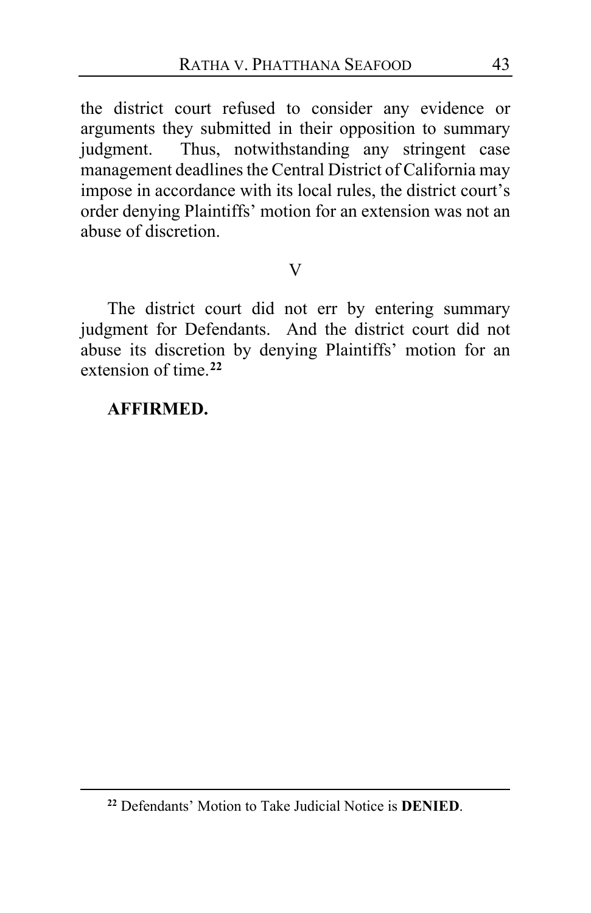the district court refused to consider any evidence or arguments they submitted in their opposition to summary judgment. Thus, notwithstanding any stringent case management deadlines the Central District of California may impose in accordance with its local rules, the district court's order denying Plaintiffs' motion for an extension was not an abuse of discretion.

## V

The district court did not err by entering summary judgment for Defendants. And the district court did not abuse its discretion by denying Plaintiffs' motion for an extension of time.[22]

**AFFIRMED.**

---

[22] Defendants' Motion to Take Judicial Notice is **DENIED**.